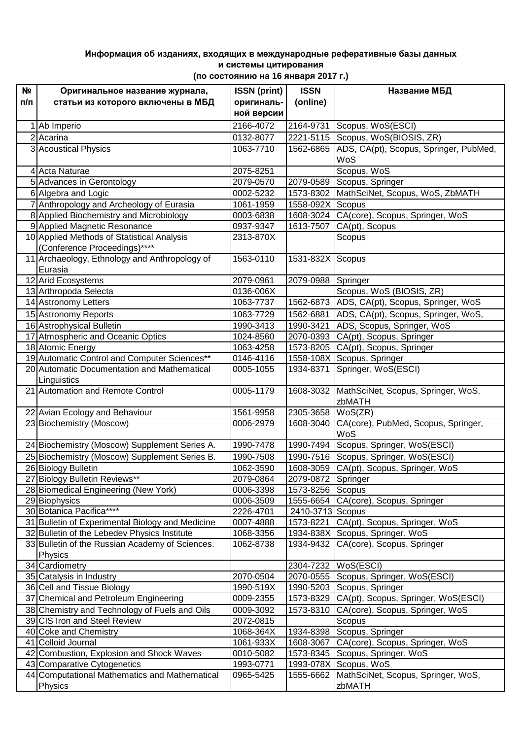**Информация об изданиях, входящих в международные реферативные базы данных и системы цитирования (по состоянию на 16 января 2017 г.)**

| № п/п | Оригинальное название журнала, статьи из которого включены в МБД | ISSN (print) оригиналь-ной версии | ISSN (online) | Название МБД |
|---|---|---|---|---|
| 1 | Ab Imperio | 2166-4072 | 2164-9731 | Scopus, WoS(ESCI) |
| 2 | Acarina | 0132-8077 | 2221-5115 | Scopus, WoS(BIOSIS, ZR) |
| 3 | Acoustical Physics | 1063-7710 | 1562-6865 | ADS, CA(pt), Scopus, Springer, PubMed, WoS |
| 4 | Acta Naturae | 2075-8251 | | Scopus, WoS |
| 5 | Advances in Gerontology | 2079-0570 | 2079-0589 | Scopus, Springer |
| 6 | Algebra and Logic | 0002-5232 | 1573-8302 | MathSciNet, Scopus, WoS, ZbMATH |
| 7 | Anthropology and Archeology of Eurasia | 1061-1959 | 1558-092X | Scopus |
| 8 | Applied Biochemistry and Microbiology | 0003-6838 | 1608-3024 | CA(core), Scopus, Springer, WoS |
| 9 | Applied Magnetic Resonance | 0937-9347 | 1613-7507 | CA(pt), Scopus |
| 10 | Applied Methods of Statistical Analysis (Conference Proceedings)**** | 2313-870X | | Scopus |
| 11 | Archaeology, Ethnology and Anthropology of Eurasia | 1563-0110 | 1531-832X | Scopus |
| 12 | Arid Ecosystems | 2079-0961 | 2079-0988 | Springer |
| 13 | Arthropoda Selecta | 0136-006X | | Scopus, WoS (BIOSIS, ZR) |
| 14 | Astronomy Letters | 1063-7737 | 1562-6873 | ADS, CA(pt), Scopus, Springer, WoS |
| 15 | Astronomy Reports | 1063-7729 | 1562-6881 | ADS, CA(pt), Scopus, Springer, WoS, |
| 16 | Astrophysical Bulletin | 1990-3413 | 1990-3421 | ADS, Scopus, Springer, WoS |
| 17 | Atmospheric and Oceanic Optics | 1024-8560 | 2070-0393 | CA(pt), Scopus, Springer |
| 18 | Atomic Energy | 1063-4258 | 1573-8205 | CA(pt), Scopus, Springer |
| 19 | Automatic Control and Computer Sciences** | 0146-4116 | 1558-108X | Scopus, Springer |
| 20 | Automatic Documentation and Mathematical Linguistics | 0005-1055 | 1934-8371 | Springer, WoS(ESCI) |
| 21 | Automation and Remote Control | 0005-1179 | 1608-3032 | MathSciNet, Scopus, Springer, WoS, zbMATH |
| 22 | Avian Ecology and Behaviour | 1561-9958 | 2305-3658 | WoS(ZR) |
| 23 | Biochemistry (Moscow) | 0006-2979 | 1608-3040 | CA(core), PubMed, Scopus, Springer, WoS |
| 24 | Biochemistry (Moscow) Supplement Series A. | 1990-7478 | 1990-7494 | Scopus, Springer, WoS(ESCI) |
| 25 | Biochemistry (Moscow) Supplement Series B. | 1990-7508 | 1990-7516 | Scopus, Springer, WoS(ESCI) |
| 26 | Biology Bulletin | 1062-3590 | 1608-3059 | CA(pt), Scopus, Springer, WoS |
| 27 | Biology Bulletin Reviews** | 2079-0864 | 2079-0872 | Springer |
| 28 | Biomedical Engineering (New York) | 0006-3398 | 1573-8256 | Scopus |
| 29 | Biophysics | 0006-3509 | 1555-6654 | CA(core), Scopus, Springer |
| 30 | Botanica Pacifica**** | 2226-4701 | 2410-3713 | Scopus |
| 31 | Bulletin of Experimental Biology and Medicine | 0007-4888 | 1573-8221 | CA(pt), Scopus, Springer, WoS |
| 32 | Bulletin of the Lebedev Physics Institute | 1068-3356 | 1934-838X | Scopus, Springer, WoS |
| 33 | Bulletin of the Russian Academy of Sciences. Physics | 1062-8738 | 1934-9432 | CA(core), Scopus, Springer |
| 34 | Cardiometry | | 2304-7232 | WoS(ESCI) |
| 35 | Catalysis in Industry | 2070-0504 | 2070-0555 | Scopus, Springer, WoS(ESCI) |
| 36 | Cell and Tissue Biology | 1990-519X | 1990-5203 | Scopus, Springer |
| 37 | Chemical and Petroleum Engineering | 0009-2355 | 1573-8329 | CA(pt), Scopus, Springer, WoS(ESCI) |
| 38 | Chemistry and Technology of Fuels and Oils | 0009-3092 | 1573-8310 | CA(core), Scopus, Springer, WoS |
| 39 | CIS Iron and Steel Review | 2072-0815 | | Scopus |
| 40 | Coke and Chemistry | 1068-364X | 1934-8398 | Scopus, Springer |
| 41 | Colloid Journal | 1061-933X | 1608-3067 | CA(core), Scopus, Springer, WoS |
| 42 | Combustion, Explosion and Shock Waves | 0010-5082 | 1573-8345 | Scopus, Springer, WoS |
| 43 | Comparative Cytogenetics | 1993-0771 | 1993-078X | Scopus, WoS |
| 44 | Computational Mathematics and Mathematical Physics | 0965-5425 | 1555-6662 | MathSciNet, Scopus, Springer, WoS, zbMATH |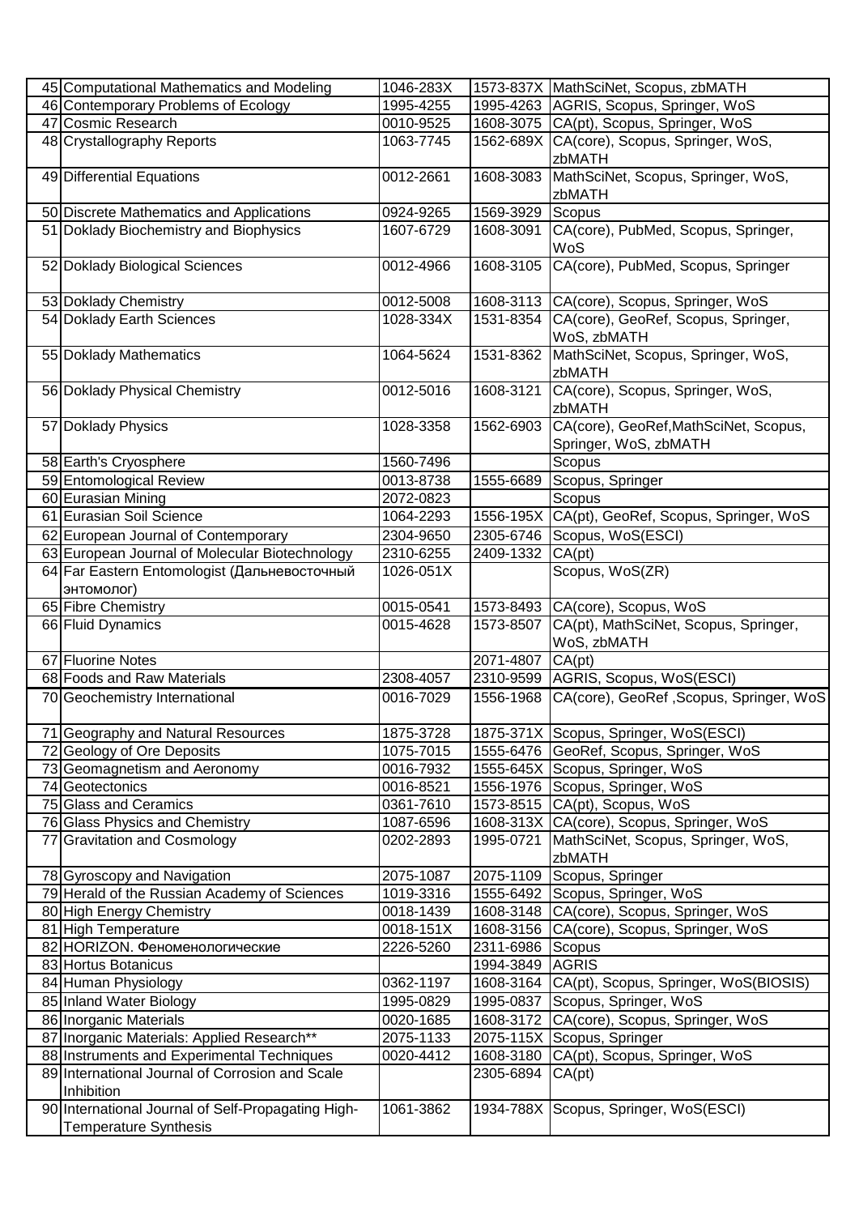| 45 | Computational Mathematics and Modeling | 1046-283X | 1573-837X | MathSciNet, Scopus, zbMATH |
|---|---|---|---|---|
| 46 | Contemporary Problems of Ecology | 1995-4255 | 1995-4263 | AGRIS, Scopus, Springer, WoS |
| 47 | Cosmic Research | 0010-9525 | 1608-3075 | CA(pt), Scopus, Springer, WoS |
| 48 | Crystallography Reports | 1063-7745 | 1562-689X | CA(core), Scopus, Springer, WoS, zbMATH |
| 49 | Differential Equations | 0012-2661 | 1608-3083 | MathSciNet, Scopus, Springer, WoS, zbMATH |
| 50 | Discrete Mathematics and Applications | 0924-9265 | 1569-3929 | Scopus |
| 51 | Doklady Biochemistry and Biophysics | 1607-6729 | 1608-3091 | CA(core), PubMed, Scopus, Springer, WoS |
| 52 | Doklady Biological Sciences | 0012-4966 | 1608-3105 | CA(core), PubMed, Scopus, Springer |
| 53 | Doklady Chemistry | 0012-5008 | 1608-3113 | CA(core), Scopus, Springer, WoS |
| 54 | Doklady Earth Sciences | 1028-334X | 1531-8354 | CA(core), GeoRef, Scopus, Springer, WoS, zbMATH |
| 55 | Doklady Mathematics | 1064-5624 | 1531-8362 | MathSciNet, Scopus, Springer, WoS, zbMATH |
| 56 | Doklady Physical Chemistry | 0012-5016 | 1608-3121 | CA(core), Scopus, Springer, WoS, zbMATH |
| 57 | Doklady Physics | 1028-3358 | 1562-6903 | CA(core), GeoRef,MathSciNet, Scopus, Springer, WoS, zbMATH |
| 58 | Earth's Cryosphere | 1560-7496 | | Scopus |
| 59 | Entomological Review | 0013-8738 | 1555-6689 | Scopus, Springer |
| 60 | Eurasian Mining | 2072-0823 | | Scopus |
| 61 | Eurasian Soil Science | 1064-2293 | 1556-195X | CA(pt), GeoRef, Scopus, Springer, WoS |
| 62 | European Journal of Contemporary | 2304-9650 | 2305-6746 | Scopus, WoS(ESCI) |
| 63 | European Journal of Molecular Biotechnology | 2310-6255 | 2409-1332 | CA(pt) |
| 64 | Far Eastern Entomologist (Дальневосточный энтомолог) | 1026-051X | | Scopus, WoS(ZR) |
| 65 | Fibre Chemistry | 0015-0541 | 1573-8493 | CA(core), Scopus, WoS |
| 66 | Fluid Dynamics | 0015-4628 | 1573-8507 | CA(pt), MathSciNet, Scopus, Springer, WoS, zbMATH |
| 67 | Fluorine Notes | | 2071-4807 | CA(pt) |
| 68 | Foods and Raw Materials | 2308-4057 | 2310-9599 | AGRIS, Scopus, WoS(ESCI) |
| 70 | Geochemistry International | 0016-7029 | 1556-1968 | CA(core), GeoRef ,Scopus, Springer, WoS |
| 71 | Geography and Natural Resources | 1875-3728 | 1875-371X | Scopus, Springer, WoS(ESCI) |
| 72 | Geology of Ore Deposits | 1075-7015 | 1555-6476 | GeoRef, Scopus, Springer, WoS |
| 73 | Geomagnetism and Aeronomy | 0016-7932 | 1555-645X | Scopus, Springer, WoS |
| 74 | Geotectonics | 0016-8521 | 1556-1976 | Scopus, Springer, WoS |
| 75 | Glass and Ceramics | 0361-7610 | 1573-8515 | CA(pt), Scopus, WoS |
| 76 | Glass Physics and Chemistry | 1087-6596 | 1608-313X | CA(core), Scopus, Springer, WoS |
| 77 | Gravitation and Cosmology | 0202-2893 | 1995-0721 | MathSciNet, Scopus, Springer, WoS, zbMATH |
| 78 | Gyroscopy and Navigation | 2075-1087 | 2075-1109 | Scopus, Springer |
| 79 | Herald of the Russian Academy of Sciences | 1019-3316 | 1555-6492 | Scopus, Springer, WoS |
| 80 | High Energy Chemistry | 0018-1439 | 1608-3148 | CA(core), Scopus, Springer, WoS |
| 81 | High Temperature | 0018-151X | 1608-3156 | CA(core), Scopus, Springer, WoS |
| 82 | HORIZON. Феноменологические | 2226-5260 | 2311-6986 | Scopus |
| 83 | Hortus Botanicus | | 1994-3849 | AGRIS |
| 84 | Human Physiology | 0362-1197 | 1608-3164 | CA(pt), Scopus, Springer, WoS(BIOSIS) |
| 85 | Inland Water Biology | 1995-0829 | 1995-0837 | Scopus, Springer, WoS |
| 86 | Inorganic Materials | 0020-1685 | 1608-3172 | CA(core), Scopus, Springer, WoS |
| 87 | Inorganic Materials: Applied Research** | 2075-1133 | 2075-115X | Scopus, Springer |
| 88 | Instruments and Experimental Techniques | 0020-4412 | 1608-3180 | CA(pt), Scopus, Springer, WoS |
| 89 | International Journal of Corrosion and Scale Inhibition | | 2305-6894 | CA(pt) |
| 90 | International Journal of Self-Propagating High-Temperature Synthesis | 1061-3862 | 1934-788X | Scopus, Springer, WoS(ESCI) |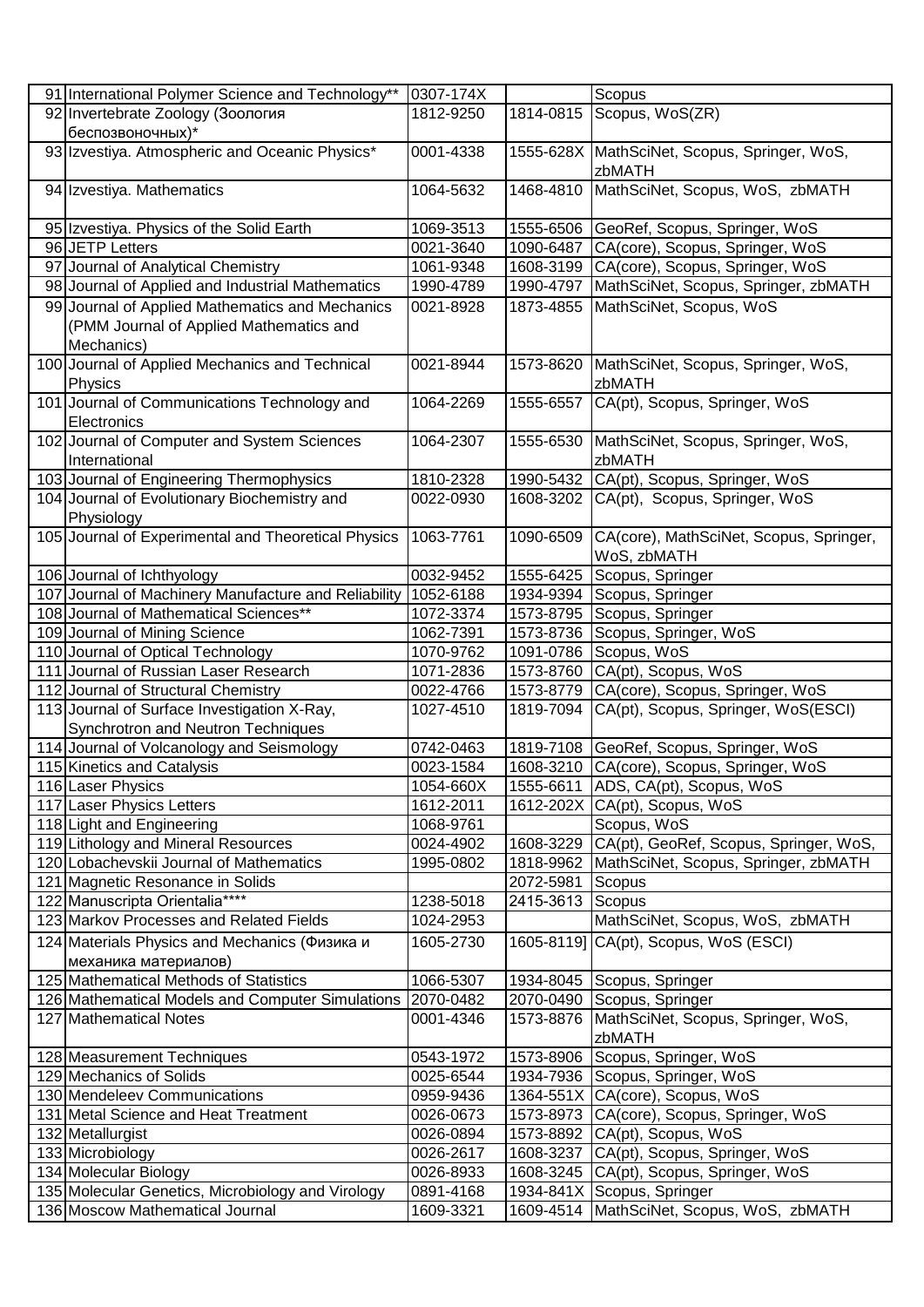| 91 | International Polymer Science and Technology** | 0307-174X | | Scopus |
|---|---|---|---|---|
| 92 | Invertebrate Zoology (Зоология беспозвоночных)* | 1812-9250 | 1814-0815 | Scopus, WoS(ZR) |
| 93 | Izvestiya. Atmospheric and Oceanic Physics* | 0001-4338 | 1555-628X | MathSciNet, Scopus, Springer, WoS, zbMATH |
| 94 | Izvestiya. Mathematics | 1064-5632 | 1468-4810 | MathSciNet, Scopus, WoS, zbMATH |
| 95 | Izvestiya. Physics of the Solid Earth | 1069-3513 | 1555-6506 | GeoRef, Scopus, Springer, WoS |
| 96 | JETP Letters | 0021-3640 | 1090-6487 | CA(core), Scopus, Springer, WoS |
| 97 | Journal of Analytical Chemistry | 1061-9348 | 1608-3199 | CA(core), Scopus, Springer, WoS |
| 98 | Journal of Applied and Industrial Mathematics | 1990-4789 | 1990-4797 | MathSciNet, Scopus, Springer, zbMATH |
| 99 | Journal of Applied Mathematics and Mechanics (PMM Journal of Applied Mathematics and Mechanics) | 0021-8928 | 1873-4855 | MathSciNet, Scopus, WoS |
| 100 | Journal of Applied Mechanics and Technical Physics | 0021-8944 | 1573-8620 | MathSciNet, Scopus, Springer, WoS, zbMATH |
| 101 | Journal of Communications Technology and Electronics | 1064-2269 | 1555-6557 | CA(pt), Scopus, Springer, WoS |
| 102 | Journal of Computer and System Sciences International | 1064-2307 | 1555-6530 | MathSciNet, Scopus, Springer, WoS, zbMATH |
| 103 | Journal of Engineering Thermophysics | 1810-2328 | 1990-5432 | CA(pt), Scopus, Springer, WoS |
| 104 | Journal of Evolutionary Biochemistry and Physiology | 0022-0930 | 1608-3202 | CA(pt), Scopus, Springer, WoS |
| 105 | Journal of Experimental and Theoretical Physics | 1063-7761 | 1090-6509 | CA(core), MathSciNet, Scopus, Springer, WoS, zbMATH |
| 106 | Journal of Ichthyology | 0032-9452 | 1555-6425 | Scopus, Springer |
| 107 | Journal of Machinery Manufacture and Reliability | 1052-6188 | 1934-9394 | Scopus, Springer |
| 108 | Journal of Mathematical Sciences** | 1072-3374 | 1573-8795 | Scopus, Springer |
| 109 | Journal of Mining Science | 1062-7391 | 1573-8736 | Scopus, Springer, WoS |
| 110 | Journal of Optical Technology | 1070-9762 | 1091-0786 | Scopus, WoS |
| 111 | Journal of Russian Laser Research | 1071-2836 | 1573-8760 | CA(pt), Scopus, WoS |
| 112 | Journal of Structural Chemistry | 0022-4766 | 1573-8779 | CA(core), Scopus, Springer, WoS |
| 113 | Journal of Surface Investigation X-Ray, Synchrotron and Neutron Techniques | 1027-4510 | 1819-7094 | CA(pt), Scopus, Springer, WoS(ESCI) |
| 114 | Journal of Volcanology and Seismology | 0742-0463 | 1819-7108 | GeoRef, Scopus, Springer, WoS |
| 115 | Kinetics and Catalysis | 0023-1584 | 1608-3210 | CA(core), Scopus, Springer, WoS |
| 116 | Laser Physics | 1054-660X | 1555-6611 | ADS, CA(pt), Scopus, WoS |
| 117 | Laser Physics Letters | 1612-2011 | 1612-202X | CA(pt), Scopus, WoS |
| 118 | Light and Engineering | 1068-9761 | | Scopus, WoS |
| 119 | Lithology and Mineral Resources | 0024-4902 | 1608-3229 | CA(pt), GeoRef, Scopus, Springer, WoS, |
| 120 | Lobachevskii Journal of Mathematics | 1995-0802 | 1818-9962 | MathSciNet, Scopus, Springer, zbMATH |
| 121 | Magnetic Resonance in Solids | | 2072-5981 | Scopus |
| 122 | Manuscripta Orientalia**** | 1238-5018 | 2415-3613 | Scopus |
| 123 | Markov Processes and Related Fields | 1024-2953 | | MathSciNet, Scopus, WoS, zbMATH |
| 124 | Materials Physics and Mechanics (Физика и механика материалов) | 1605-2730 | 1605-8119] | CA(pt), Scopus, WoS (ESCI) |
| 125 | Mathematical Methods of Statistics | 1066-5307 | 1934-8045 | Scopus, Springer |
| 126 | Mathematical Models and Computer Simulations | 2070-0482 | 2070-0490 | Scopus, Springer |
| 127 | Mathematical Notes | 0001-4346 | 1573-8876 | MathSciNet, Scopus, Springer, WoS, zbMATH |
| 128 | Measurement Techniques | 0543-1972 | 1573-8906 | Scopus, Springer, WoS |
| 129 | Mechanics of Solids | 0025-6544 | 1934-7936 | Scopus, Springer, WoS |
| 130 | Mendeleev Communications | 0959-9436 | 1364-551X | CA(core), Scopus, WoS |
| 131 | Metal Science and Heat Treatment | 0026-0673 | 1573-8973 | CA(core), Scopus, Springer, WoS |
| 132 | Metallurgist | 0026-0894 | 1573-8892 | CA(pt), Scopus, WoS |
| 133 | Microbiology | 0026-2617 | 1608-3237 | CA(pt), Scopus, Springer, WoS |
| 134 | Molecular Biology | 0026-8933 | 1608-3245 | CA(pt), Scopus, Springer, WoS |
| 135 | Molecular Genetics, Microbiology and Virology | 0891-4168 | 1934-841X | Scopus, Springer |
| 136 | Moscow Mathematical Journal | 1609-3321 | 1609-4514 | MathSciNet, Scopus, WoS, zbMATH |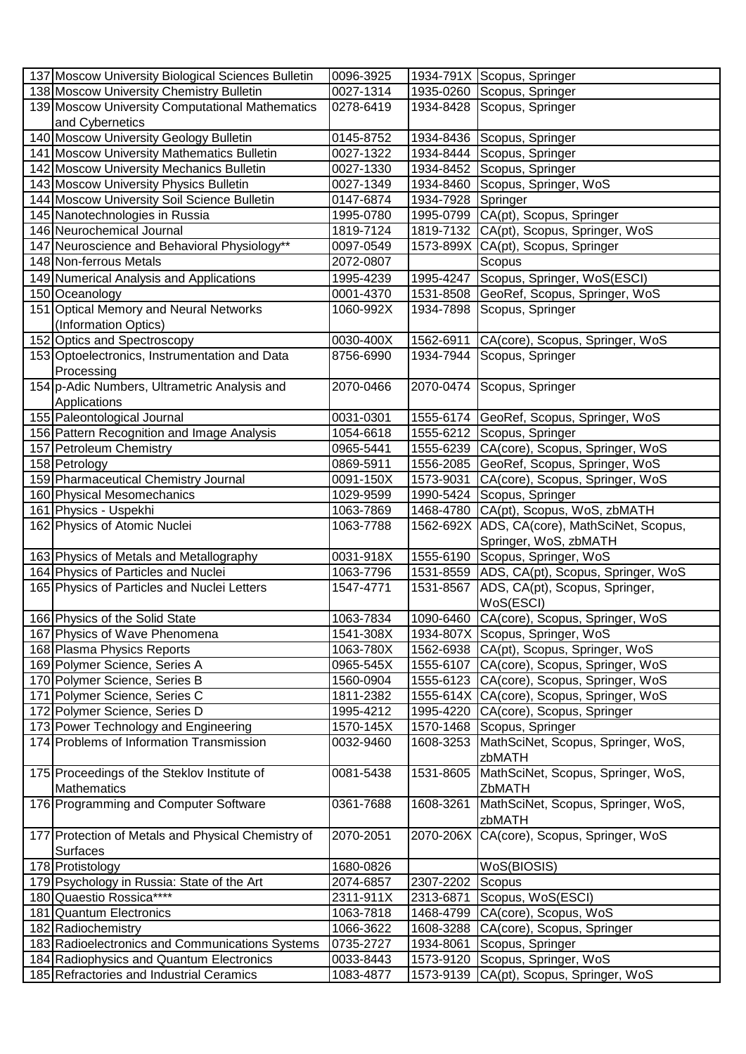| | | | | |
|---|---|---|---|---|
| 137 | Moscow University Biological Sciences Bulletin | 0096-3925 | 1934-791X | Scopus, Springer |
| 138 | Moscow University Chemistry Bulletin | 0027-1314 | 1935-0260 | Scopus, Springer |
| 139 | Moscow University Computational Mathematics and Cybernetics | 0278-6419 | 1934-8428 | Scopus, Springer |
| 140 | Moscow University Geology Bulletin | 0145-8752 | 1934-8436 | Scopus, Springer |
| 141 | Moscow University Mathematics Bulletin | 0027-1322 | 1934-8444 | Scopus, Springer |
| 142 | Moscow University Mechanics Bulletin | 0027-1330 | 1934-8452 | Scopus, Springer |
| 143 | Moscow University Physics Bulletin | 0027-1349 | 1934-8460 | Scopus, Springer, WoS |
| 144 | Moscow University Soil Science Bulletin | 0147-6874 | 1934-7928 | Springer |
| 145 | Nanotechnologies in Russia | 1995-0780 | 1995-0799 | CA(pt), Scopus, Springer |
| 146 | Neurochemical Journal | 1819-7124 | 1819-7132 | CA(pt), Scopus, Springer, WoS |
| 147 | Neuroscience and Behavioral Physiology** | 0097-0549 | 1573-899X | CA(pt), Scopus, Springer |
| 148 | Non-ferrous Metals | 2072-0807 | | Scopus |
| 149 | Numerical Analysis and Applications | 1995-4239 | 1995-4247 | Scopus, Springer, WoS(ESCI) |
| 150 | Oceanology | 0001-4370 | 1531-8508 | GeoRef, Scopus, Springer, WoS |
| 151 | Optical Memory and Neural Networks (Information Optics) | 1060-992X | 1934-7898 | Scopus, Springer |
| 152 | Optics and Spectroscopy | 0030-400X | 1562-6911 | CA(core), Scopus, Springer, WoS |
| 153 | Optoelectronics, Instrumentation and Data Processing | 8756-6990 | 1934-7944 | Scopus, Springer |
| 154 | p-Adic Numbers, Ultrametric Analysis and Applications | 2070-0466 | 2070-0474 | Scopus, Springer |
| 155 | Paleontological Journal | 0031-0301 | 1555-6174 | GeoRef, Scopus, Springer, WoS |
| 156 | Pattern Recognition and Image Analysis | 1054-6618 | 1555-6212 | Scopus, Springer |
| 157 | Petroleum Chemistry | 0965-5441 | 1555-6239 | CA(core), Scopus, Springer, WoS |
| 158 | Petrology | 0869-5911 | 1556-2085 | GeoRef, Scopus, Springer, WoS |
| 159 | Pharmaceutical Chemistry Journal | 0091-150X | 1573-9031 | CA(core), Scopus, Springer, WoS |
| 160 | Physical Mesomechanics | 1029-9599 | 1990-5424 | Scopus, Springer |
| 161 | Physics - Uspekhi | 1063-7869 | 1468-4780 | CA(pt), Scopus, WoS, zbMATH |
| 162 | Physics of Atomic Nuclei | 1063-7788 | 1562-692X | ADS, CA(core), MathSciNet, Scopus, Springer, WoS, zbMATH |
| 163 | Physics of Metals and Metallography | 0031-918X | 1555-6190 | Scopus, Springer, WoS |
| 164 | Physics of Particles and Nuclei | 1063-7796 | 1531-8559 | ADS, CA(pt), Scopus, Springer, WoS |
| 165 | Physics of Particles and Nuclei Letters | 1547-4771 | 1531-8567 | ADS, CA(pt), Scopus, Springer, WoS(ESCI) |
| 166 | Physics of the Solid State | 1063-7834 | 1090-6460 | CA(core), Scopus, Springer, WoS |
| 167 | Physics of Wave Phenomena | 1541-308X | 1934-807X | Scopus, Springer, WoS |
| 168 | Plasma Physics Reports | 1063-780X | 1562-6938 | CA(pt), Scopus, Springer, WoS |
| 169 | Polymer Science, Series A | 0965-545X | 1555-6107 | CA(core), Scopus, Springer, WoS |
| 170 | Polymer Science, Series B | 1560-0904 | 1555-6123 | CA(core), Scopus, Springer, WoS |
| 171 | Polymer Science, Series C | 1811-2382 | 1555-614X | CA(core), Scopus, Springer, WoS |
| 172 | Polymer Science, Series D | 1995-4212 | 1995-4220 | CA(core), Scopus, Springer |
| 173 | Power Technology and Engineering | 1570-145X | 1570-1468 | Scopus, Springer |
| 174 | Problems of Information Transmission | 0032-9460 | 1608-3253 | MathSciNet, Scopus, Springer, WoS, zbMATH |
| 175 | Proceedings of the Steklov Institute of Mathematics | 0081-5438 | 1531-8605 | MathSciNet, Scopus, Springer, WoS, ZbMATH |
| 176 | Programming and Computer Software | 0361-7688 | 1608-3261 | MathSciNet, Scopus, Springer, WoS, zbMATH |
| 177 | Protection of Metals and Physical Chemistry of Surfaces | 2070-2051 | 2070-206X | CA(core), Scopus, Springer, WoS |
| 178 | Protistology | 1680-0826 | | WoS(BIOSIS) |
| 179 | Psychology in Russia: State of the Art | 2074-6857 | 2307-2202 | Scopus |
| 180 | Quaestio Rossica**** | 2311-911X | 2313-6871 | Scopus, WoS(ESCI) |
| 181 | Quantum Electronics | 1063-7818 | 1468-4799 | CA(core), Scopus, WoS |
| 182 | Radiochemistry | 1066-3622 | 1608-3288 | CA(core), Scopus, Springer |
| 183 | Radioelectronics and Communications Systems | 0735-2727 | 1934-8061 | Scopus, Springer |
| 184 | Radiophysics and Quantum Electronics | 0033-8443 | 1573-9120 | Scopus, Springer, WoS |
| 185 | Refractories and Industrial Ceramics | 1083-4877 | 1573-9139 | CA(pt), Scopus, Springer, WoS |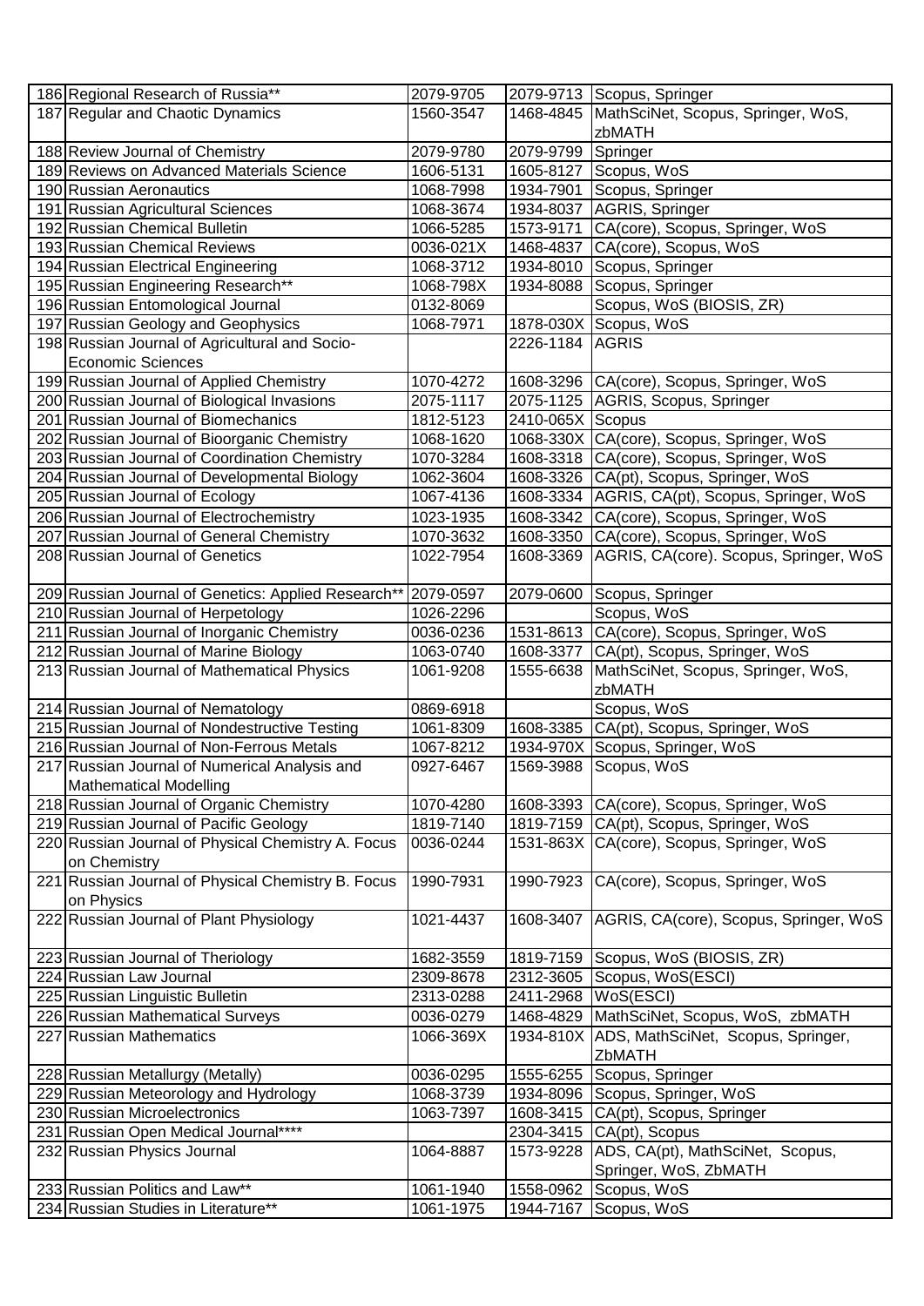| | | | | |
|---|---|---|---|---|
| 186 | Regional Research of Russia** | 2079-9705 | 2079-9713 | Scopus, Springer |
| 187 | Regular and Chaotic Dynamics | 1560-3547 | 1468-4845 | MathSciNet, Scopus, Springer, WoS, zbMATH |
| 188 | Review Journal of Chemistry | 2079-9780 | 2079-9799 | Springer |
| 189 | Reviews on Advanced Materials Science | 1606-5131 | 1605-8127 | Scopus, WoS |
| 190 | Russian Aeronautics | 1068-7998 | 1934-7901 | Scopus, Springer |
| 191 | Russian Agricultural Sciences | 1068-3674 | 1934-8037 | AGRIS, Springer |
| 192 | Russian Chemical Bulletin | 1066-5285 | 1573-9171 | CA(core), Scopus, Springer, WoS |
| 193 | Russian Chemical Reviews | 0036-021X | 1468-4837 | CA(core), Scopus, WoS |
| 194 | Russian Electrical Engineering | 1068-3712 | 1934-8010 | Scopus, Springer |
| 195 | Russian Engineering Research** | 1068-798X | 1934-8088 | Scopus, Springer |
| 196 | Russian Entomological Journal | 0132-8069 | | Scopus, WoS (BIOSIS, ZR) |
| 197 | Russian Geology and Geophysics | 1068-7971 | 1878-030X | Scopus, WoS |
| 198 | Russian Journal of Agricultural and Socio-Economic Sciences | | 2226-1184 | AGRIS |
| 199 | Russian Journal of Applied Chemistry | 1070-4272 | 1608-3296 | CA(core), Scopus, Springer, WoS |
| 200 | Russian Journal of Biological Invasions | 2075-1117 | 2075-1125 | AGRIS, Scopus, Springer |
| 201 | Russian Journal of Biomechanics | 1812-5123 | 2410-065X | Scopus |
| 202 | Russian Journal of Bioorganic Chemistry | 1068-1620 | 1068-330X | CA(core), Scopus, Springer, WoS |
| 203 | Russian Journal of Coordination Chemistry | 1070-3284 | 1608-3318 | CA(core), Scopus, Springer, WoS |
| 204 | Russian Journal of Developmental Biology | 1062-3604 | 1608-3326 | CA(pt), Scopus, Springer, WoS |
| 205 | Russian Journal of Ecology | 1067-4136 | 1608-3334 | AGRIS, CA(pt), Scopus, Springer, WoS |
| 206 | Russian Journal of Electrochemistry | 1023-1935 | 1608-3342 | CA(core), Scopus, Springer, WoS |
| 207 | Russian Journal of General Chemistry | 1070-3632 | 1608-3350 | CA(core), Scopus, Springer, WoS |
| 208 | Russian Journal of Genetics | 1022-7954 | 1608-3369 | AGRIS, CA(core). Scopus, Springer, WoS |
| 209 | Russian Journal of Genetics: Applied Research** | 2079-0597 | 2079-0600 | Scopus, Springer |
| 210 | Russian Journal of Herpetology | 1026-2296 | | Scopus, WoS |
| 211 | Russian Journal of Inorganic Chemistry | 0036-0236 | 1531-8613 | CA(core), Scopus, Springer, WoS |
| 212 | Russian Journal of Marine Biology | 1063-0740 | 1608-3377 | CA(pt), Scopus, Springer, WoS |
| 213 | Russian Journal of Mathematical Physics | 1061-9208 | 1555-6638 | MathSciNet, Scopus, Springer, WoS, zbMATH |
| 214 | Russian Journal of Nematology | 0869-6918 | | Scopus, WoS |
| 215 | Russian Journal of Nondestructive Testing | 1061-8309 | 1608-3385 | CA(pt), Scopus, Springer, WoS |
| 216 | Russian Journal of Non-Ferrous Metals | 1067-8212 | 1934-970X | Scopus, Springer, WoS |
| 217 | Russian Journal of Numerical Analysis and Mathematical Modelling | 0927-6467 | 1569-3988 | Scopus, WoS |
| 218 | Russian Journal of Organic Chemistry | 1070-4280 | 1608-3393 | CA(core), Scopus, Springer, WoS |
| 219 | Russian Journal of Pacific Geology | 1819-7140 | 1819-7159 | CA(pt), Scopus, Springer, WoS |
| 220 | Russian Journal of Physical Chemistry A. Focus on Chemistry | 0036-0244 | 1531-863X | CA(core), Scopus, Springer, WoS |
| 221 | Russian Journal of Physical Chemistry B. Focus on Physics | 1990-7931 | 1990-7923 | CA(core), Scopus, Springer, WoS |
| 222 | Russian Journal of Plant Physiology | 1021-4437 | 1608-3407 | AGRIS, CA(core), Scopus, Springer, WoS |
| 223 | Russian Journal of Theriology | 1682-3559 | 1819-7159 | Scopus, WoS (BIOSIS, ZR) |
| 224 | Russian Law Journal | 2309-8678 | 2312-3605 | Scopus, WoS(ESCI) |
| 225 | Russian Linguistic Bulletin | 2313-0288 | 2411-2968 | WoS(ESCI) |
| 226 | Russian Mathematical Surveys | 0036-0279 | 1468-4829 | MathSciNet, Scopus, WoS, zbMATH |
| 227 | Russian Mathematics | 1066-369X | 1934-810X | ADS, MathSciNet, Scopus, Springer, ZbMATH |
| 228 | Russian Metallurgy (Metally) | 0036-0295 | 1555-6255 | Scopus, Springer |
| 229 | Russian Meteorology and Hydrology | 1068-3739 | 1934-8096 | Scopus, Springer, WoS |
| 230 | Russian Microelectronics | 1063-7397 | 1608-3415 | CA(pt), Scopus, Springer |
| 231 | Russian Open Medical Journal**** | | 2304-3415 | CA(pt), Scopus |
| 232 | Russian Physics Journal | 1064-8887 | 1573-9228 | ADS, CA(pt), MathSciNet, Scopus, Springer, WoS, ZbMATH |
| 233 | Russian Politics and Law** | 1061-1940 | 1558-0962 | Scopus, WoS |
| 234 | Russian Studies in Literature** | 1061-1975 | 1944-7167 | Scopus, WoS |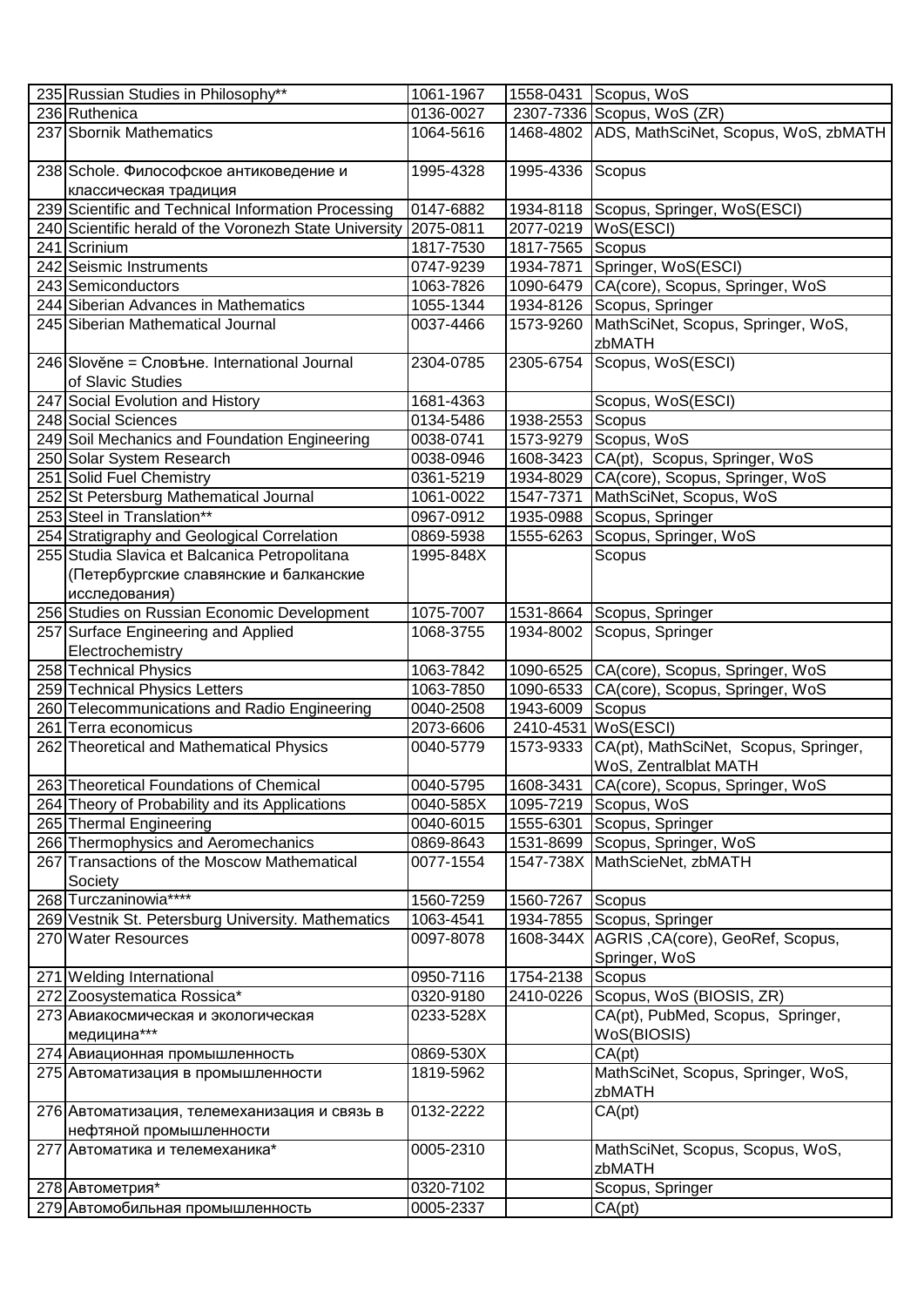| | | | | |
|---|---|---|---|---|
| 235 | Russian Studies in Philosophy** | 1061-1967 | 1558-0431 | Scopus, WoS |
| 236 | Ruthenica | 0136-0027 | 2307-7336 | Scopus, WoS (ZR) |
| 237 | Sbornik Mathematics | 1064-5616 | 1468-4802 | ADS, MathSciNet, Scopus, WoS, zbMATH |
| 238 | Schole. Философское антиковедение и классическая традиция | 1995-4328 | 1995-4336 | Scopus |
| 239 | Scientific and Technical Information Processing | 0147-6882 | 1934-8118 | Scopus, Springer, WoS(ESCI) |
| 240 | Scientific herald of the Voronezh State University | 2075-0811 | 2077-0219 | WoS(ESCI) |
| 241 | Scrinium | 1817-7530 | 1817-7565 | Scopus |
| 242 | Seismic Instruments | 0747-9239 | 1934-7871 | Springer, WoS(ESCI) |
| 243 | Semiconductors | 1063-7826 | 1090-6479 | CA(core), Scopus, Springer, WoS |
| 244 | Siberian Advances in Mathematics | 1055-1344 | 1934-8126 | Scopus, Springer |
| 245 | Siberian Mathematical Journal | 0037-4466 | 1573-9260 | MathSciNet, Scopus, Springer, WoS, zbMATH |
| 246 | Slověne = Словѣне. International Journal of Slavic Studies | 2304-0785 | 2305-6754 | Scopus, WoS(ESCI) |
| 247 | Social Evolution and History | 1681-4363 | | Scopus, WoS(ESCI) |
| 248 | Social Sciences | 0134-5486 | 1938-2553 | Scopus |
| 249 | Soil Mechanics and Foundation Engineering | 0038-0741 | 1573-9279 | Scopus, WoS |
| 250 | Solar System Research | 0038-0946 | 1608-3423 | CA(pt), Scopus, Springer, WoS |
| 251 | Solid Fuel Chemistry | 0361-5219 | 1934-8029 | CA(core), Scopus, Springer, WoS |
| 252 | St Petersburg Mathematical Journal | 1061-0022 | 1547-7371 | MathSciNet, Scopus, WoS |
| 253 | Steel in Translation** | 0967-0912 | 1935-0988 | Scopus, Springer |
| 254 | Stratigraphy and Geological Correlation | 0869-5938 | 1555-6263 | Scopus, Springer, WoS |
| 255 | Studia Slavica et Balcanica Petropolitana (Петербургские славянские и балканские исследования) | 1995-848X | | Scopus |
| 256 | Studies on Russian Economic Development | 1075-7007 | 1531-8664 | Scopus, Springer |
| 257 | Surface Engineering and Applied Electrochemistry | 1068-3755 | 1934-8002 | Scopus, Springer |
| 258 | Technical Physics | 1063-7842 | 1090-6525 | CA(core), Scopus, Springer, WoS |
| 259 | Technical Physics Letters | 1063-7850 | 1090-6533 | CA(core), Scopus, Springer, WoS |
| 260 | Telecommunications and Radio Engineering | 0040-2508 | 1943-6009 | Scopus |
| 261 | Terra economicus | 2073-6606 | 2410-4531 | WoS(ESCI) |
| 262 | Theoretical and Mathematical Physics | 0040-5779 | 1573-9333 | CA(pt), MathSciNet, Scopus, Springer, WoS, Zentralblat MATH |
| 263 | Theoretical Foundations of Chemical | 0040-5795 | 1608-3431 | CA(core), Scopus, Springer, WoS |
| 264 | Theory of Probability and its Applications | 0040-585X | 1095-7219 | Scopus, WoS |
| 265 | Thermal Engineering | 0040-6015 | 1555-6301 | Scopus, Springer |
| 266 | Thermophysics and Aeromechanics | 0869-8643 | 1531-8699 | Scopus, Springer, WoS |
| 267 | Transactions of the Moscow Mathematical Society | 0077-1554 | 1547-738X | MathScieNet, zbMATH |
| 268 | Turczaninowia**** | 1560-7259 | 1560-7267 | Scopus |
| 269 | Vestnik St. Petersburg University. Mathematics | 1063-4541 | 1934-7855 | Scopus, Springer |
| 270 | Water Resources | 0097-8078 | 1608-344X | AGRIS ,CA(core), GeoRef, Scopus, Springer, WoS |
| 271 | Welding International | 0950-7116 | 1754-2138 | Scopus |
| 272 | Zoosystematica Rossica* | 0320-9180 | 2410-0226 | Scopus, WoS (BIOSIS, ZR) |
| 273 | Авиакосмическая и экологическая медицина*** | 0233-528X | | CA(pt), PubMed, Scopus, Springer, WoS(BIOSIS) |
| 274 | Авиационная промышленность | 0869-530X | | CA(pt) |
| 275 | Автоматизация в промышленности | 1819-5962 | | MathSciNet, Scopus, Springer, WoS, zbMATH |
| 276 | Автоматизация, телемеханизация и связь в нефтяной промышленности | 0132-2222 | | CA(pt) |
| 277 | Автоматика и телемеханика* | 0005-2310 | | MathSciNet, Scopus, Scopus, WoS, zbMATH |
| 278 | Автометрия* | 0320-7102 | | Scopus, Springer |
| 279 | Автомобильная промышленность | 0005-2337 | | CA(pt) |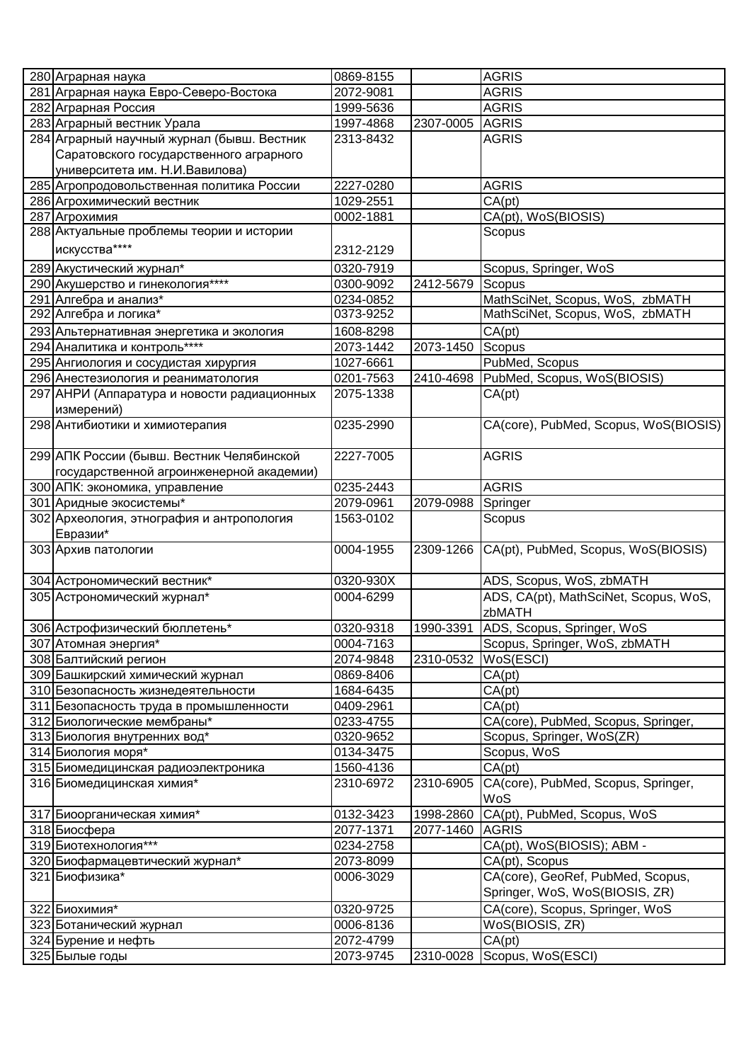| | | | | |
|---|---|---|---|---|
| 280 | Аграрная наука | 0869-8155 | | AGRIS |
| 281 | Аграрная наука Евро-Северо-Востока | 2072-9081 | | AGRIS |
| 282 | Аграрная Россия | 1999-5636 | | AGRIS |
| 283 | Аграрный вестник Урала | 1997-4868 | 2307-0005 | AGRIS |
| 284 | Аграрный научный журнал (бывш. Вестник Саратовского государственного аграрного университета им. Н.И.Вавилова) | 2313-8432 | | AGRIS |
| 285 | Агропродовольственная политика России | 2227-0280 | | AGRIS |
| 286 | Агрохимический вестник | 1029-2551 | | CA(pt) |
| 287 | Агрохимия | 0002-1881 | | CA(pt), WoS(BIOSIS) |
| 288 | Актуальные проблемы теории и истории искусства**** | 2312-2129 | | Scopus |
| 289 | Акустический журнал* | 0320-7919 | | Scopus, Springer, WoS |
| 290 | Акушерство и гинекология**** | 0300-9092 | 2412-5679 | Scopus |
| 291 | Алгебра и анализ* | 0234-0852 | | MathSciNet, Scopus, WoS, zbMATH |
| 292 | Алгебра и логика* | 0373-9252 | | MathSciNet, Scopus, WoS, zbMATH |
| 293 | Альтернативная энергетика и экология | 1608-8298 | | CA(pt) |
| 294 | Аналитика и контроль**** | 2073-1442 | 2073-1450 | Scopus |
| 295 | Ангиология и сосудистая хирургия | 1027-6661 | | PubMed, Scopus |
| 296 | Анестезиология и реаниматология | 0201-7563 | 2410-4698 | PubMed, Scopus, WoS(BIOSIS) |
| 297 | АНРИ (Аппаратура и новости радиационных измерений) | 2075-1338 | | CA(pt) |
| 298 | Антибиотики и химиотерапия | 0235-2990 | | CA(core), PubMed, Scopus, WoS(BIOSIS) |
| 299 | АПК России (бывш. Вестник Челябинской государственной агроинженерной академии) | 2227-7005 | | AGRIS |
| 300 | АПК: экономика, управление | 0235-2443 | | AGRIS |
| 301 | Аридные экосистемы* | 2079-0961 | 2079-0988 | Springer |
| 302 | Археология, этнография и антропология Евразии* | 1563-0102 | | Scopus |
| 303 | Архив патологии | 0004-1955 | 2309-1266 | CA(pt), PubMed, Scopus, WoS(BIOSIS) |
| 304 | Астрономический вестник* | 0320-930X | | ADS, Scopus, WoS, zbMATH |
| 305 | Астрономический журнал* | 0004-6299 | | ADS, CA(pt), MathSciNet, Scopus, WoS, zbMATH |
| 306 | Астрофизический бюллетень* | 0320-9318 | 1990-3391 | ADS, Scopus, Springer, WoS |
| 307 | Атомная энергия* | 0004-7163 | | Scopus, Springer, WoS, zbMATH |
| 308 | Балтийский регион | 2074-9848 | 2310-0532 | WoS(ESCI) |
| 309 | Башкирский химический журнал | 0869-8406 | | CA(pt) |
| 310 | Безопасность жизнедеятельности | 1684-6435 | | CA(pt) |
| 311 | Безопасность труда в промышленности | 0409-2961 | | CA(pt) |
| 312 | Биологические мембраны* | 0233-4755 | | CA(core), PubMed, Scopus, Springer, |
| 313 | Биология внутренних вод* | 0320-9652 | | Scopus, Springer, WoS(ZR) |
| 314 | Биология моря* | 0134-3475 | | Scopus, WoS |
| 315 | Биомедицинская радиоэлектроника | 1560-4136 | | CA(pt) |
| 316 | Биомедицинская химия* | 2310-6972 | 2310-6905 | CA(core), PubMed, Scopus, Springer, WoS |
| 317 | Биоорганическая химия* | 0132-3423 | 1998-2860 | CA(pt), PubMed, Scopus, WoS |
| 318 | Биосфера | 2077-1371 | 2077-1460 | AGRIS |
| 319 | Биотехнология*** | 0234-2758 | | CA(pt), WoS(BIOSIS); ABM - |
| 320 | Биофармацевтический журнал* | 2073-8099 | | CA(pt), Scopus |
| 321 | Биофизика* | 0006-3029 | | CA(core), GeoRef, PubMed, Scopus, Springer, WoS, WoS(BIOSIS, ZR) |
| 322 | Биохимия* | 0320-9725 | | CA(core), Scopus, Springer, WoS |
| 323 | Ботанический журнал | 0006-8136 | | WoS(BIOSIS, ZR) |
| 324 | Бурение и нефть | 2072-4799 | | CA(pt) |
| 325 | Былые годы | 2073-9745 | 2310-0028 | Scopus, WoS(ESCI) |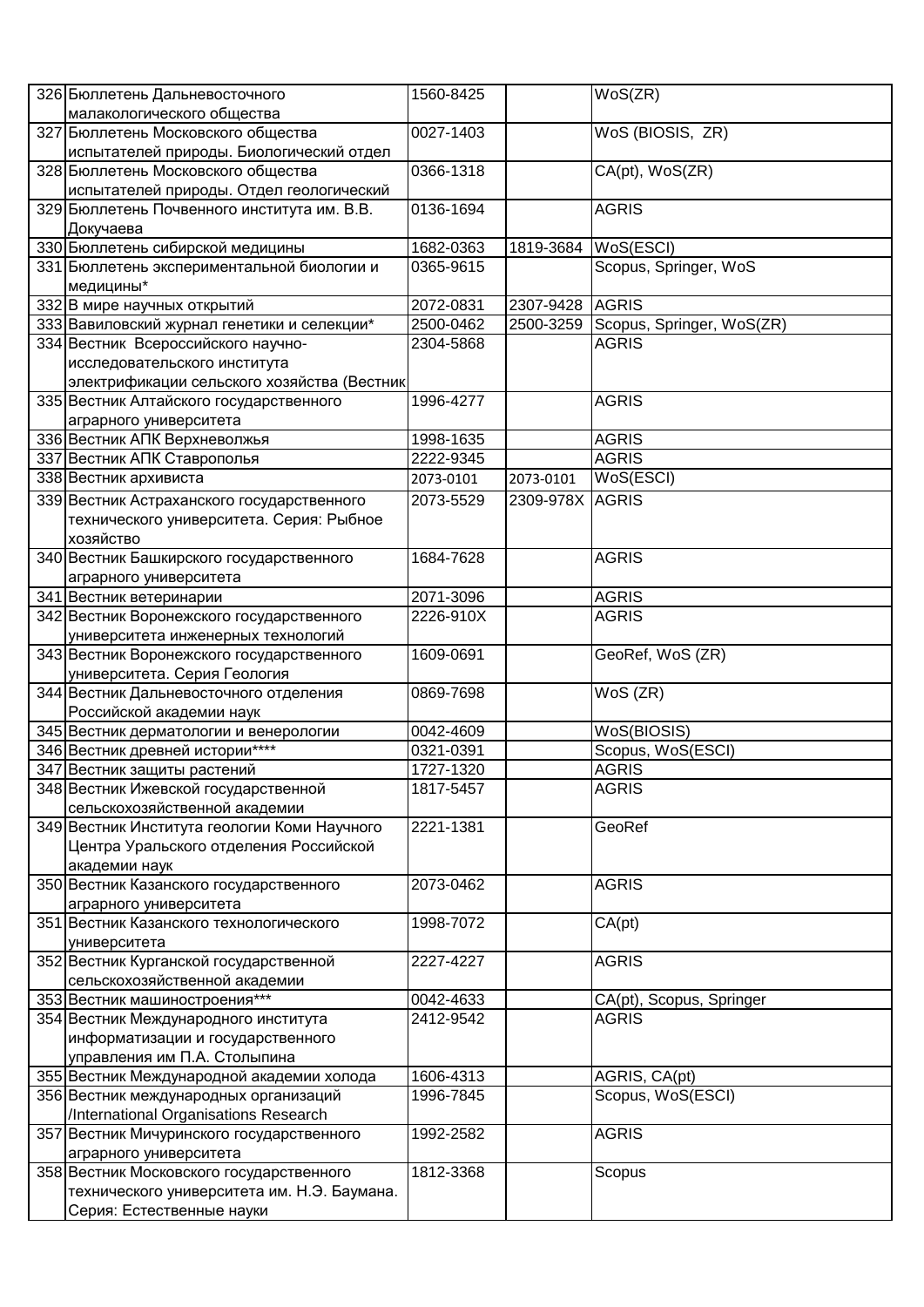| | | | | |
|---|---|---|---|---|
| 326 | Бюллетень Дальневосточного малакологического общества | 1560-8425 | | WoS(ZR) |
| 327 | Бюллетень Московского общества испытателей природы. Биологический отдел | 0027-1403 | | WoS (BIOSIS, ZR) |
| 328 | Бюллетень Московского общества испытателей природы. Отдел геологический | 0366-1318 | | CA(pt), WoS(ZR) |
| 329 | Бюллетень Почвенного института им. В.В. Докучаева | 0136-1694 | | AGRIS |
| 330 | Бюллетень сибирской медицины | 1682-0363 | 1819-3684 | WoS(ESCI) |
| 331 | Бюллетень экспериментальной биологии и медицины* | 0365-9615 | | Scopus, Springer, WoS |
| 332 | В мире научных открытий | 2072-0831 | 2307-9428 | AGRIS |
| 333 | Вавиловский журнал генетики и селекции* | 2500-0462 | 2500-3259 | Scopus, Springer, WoS(ZR) |
| 334 | Вестник Всероссийского научно-исследовательского института электрификации сельского хозяйства (Вестник | 2304-5868 | | AGRIS |
| 335 | Вестник Алтайского государственного аграрного университета | 1996-4277 | | AGRIS |
| 336 | Вестник АПК Верхневолжья | 1998-1635 | | AGRIS |
| 337 | Вестник АПК Ставрополья | 2222-9345 | | AGRIS |
| 338 | Вестник архивиста | 2073-0101 | 2073-0101 | WoS(ESCI) |
| 339 | Вестник Астраханского государственного технического университета. Серия: Рыбное хозяйство | 2073-5529 | 2309-978X | AGRIS |
| 340 | Вестник Башкирского государственного аграрного университета | 1684-7628 | | AGRIS |
| 341 | Вестник ветеринарии | 2071-3096 | | AGRIS |
| 342 | Вестник Воронежского государственного университета инженерных технологий | 2226-910X | | AGRIS |
| 343 | Вестник Воронежского государственного университета. Серия Геология | 1609-0691 | | GeoRef, WoS (ZR) |
| 344 | Вестник Дальневосточного отделения Российской академии наук | 0869-7698 | | WoS (ZR) |
| 345 | Вестник дерматологии и венерологии | 0042-4609 | | WoS(BIOSIS) |
| 346 | Вестник древней истории**** | 0321-0391 | | Scopus, WoS(ESCI) |
| 347 | Вестник защиты растений | 1727-1320 | | AGRIS |
| 348 | Вестник Ижевской государственной сельскохозяйственной академии | 1817-5457 | | AGRIS |
| 349 | Вестник Института геологии Коми Научного Центра Уральского отделения Российской академии наук | 2221-1381 | | GeoRef |
| 350 | Вестник Казанского государственного аграрного университета | 2073-0462 | | AGRIS |
| 351 | Вестник Казанского технологического университета | 1998-7072 | | CA(pt) |
| 352 | Вестник Курганской государственной сельскохозяйственной академии | 2227-4227 | | AGRIS |
| 353 | Вестник машиностроения*** | 0042-4633 | | CA(pt), Scopus, Springer |
| 354 | Вестник Международного института информатизации и государственного управления им П.А. Столыпина | 2412-9542 | | AGRIS |
| 355 | Вестник Международной академии холода | 1606-4313 | | AGRIS, CA(pt) |
| 356 | Вестник международных организаций /International Organisations Research | 1996-7845 | | Scopus, WoS(ESCI) |
| 357 | Вестник Мичуринского государственного аграрного университета | 1992-2582 | | AGRIS |
| 358 | Вестник Московского государственного технического университета им. Н.Э. Баумана. Серия: Естественные науки | 1812-3368 | | Scopus |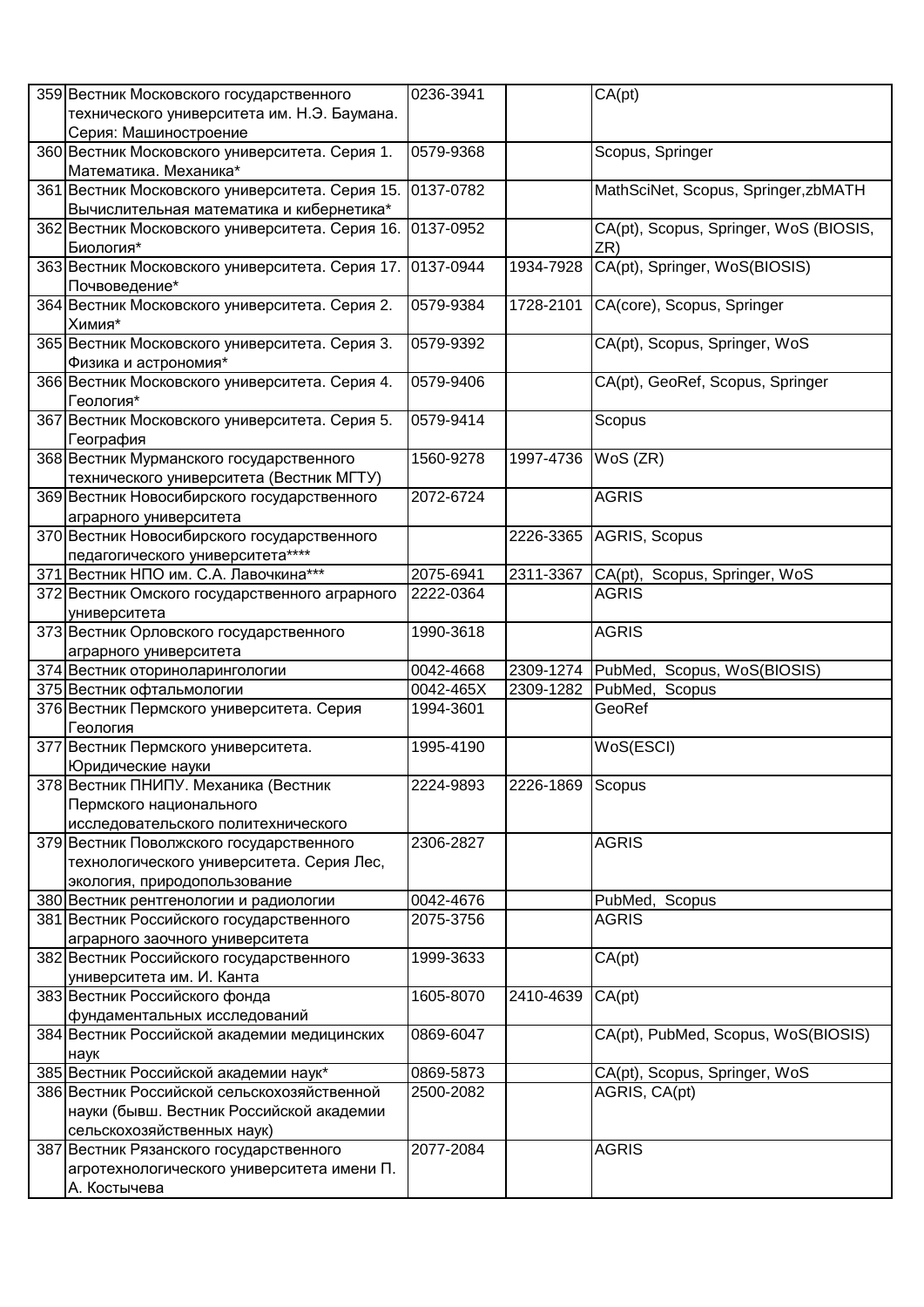| 359 | Вестник Московского государственного технического университета им. Н.Э. Баумана. Серия: Машиностроение | 0236-3941 | | CA(pt) |
|---|---|---|---|---|
| 360 | Вестник Московского университета. Серия 1. Математика. Механика* | 0579-9368 | | Scopus, Springer |
| 361 | Вестник Московского университета. Серия 15. Вычислительная математика и кибернетика* | 0137-0782 | | MathSciNet, Scopus, Springer,zbMATH |
| 362 | Вестник Московского университета. Серия 16. Биология* | 0137-0952 | | CA(pt), Scopus, Springer, WoS (BIOSIS, ZR) |
| 363 | Вестник Московского университета. Серия 17. Почвоведение* | 0137-0944 | 1934-7928 | CA(pt), Springer, WoS(BIOSIS) |
| 364 | Вестник Московского университета. Серия 2. Химия* | 0579-9384 | 1728-2101 | CA(core), Scopus, Springer |
| 365 | Вестник Московского университета. Серия 3. Физика и астрономия* | 0579-9392 | | CA(pt), Scopus, Springer, WoS |
| 366 | Вестник Московского университета. Серия 4. Геология* | 0579-9406 | | CA(pt), GeoRef, Scopus, Springer |
| 367 | Вестник Московского университета. Серия 5. География | 0579-9414 | | Scopus |
| 368 | Вестник Мурманского государственного технического университета (Вестник МГТУ) | 1560-9278 | 1997-4736 | WoS (ZR) |
| 369 | Вестник Новосибирского государственного аграрного университета | 2072-6724 | | AGRIS |
| 370 | Вестник Новосибирского государственного педагогического университета**** | | 2226-3365 | AGRIS, Scopus |
| 371 | Вестник НПО им. С.А. Лавочкина*** | 2075-6941 | 2311-3367 | CA(pt), Scopus, Springer, WoS |
| 372 | Вестник Омского государственного аграрного университета | 2222-0364 | | AGRIS |
| 373 | Вестник Орловского государственного аграрного университета | 1990-3618 | | AGRIS |
| 374 | Вестник оториноларингологии | 0042-4668 | 2309-1274 | PubMed, Scopus, WoS(BIOSIS) |
| 375 | Вестник офтальмологии | 0042-465X | 2309-1282 | PubMed, Scopus |
| 376 | Вестник Пермского университета. Серия Геология | 1994-3601 | | GeoRef |
| 377 | Вестник Пермского университета. Юридические науки | 1995-4190 | | WoS(ESCI) |
| 378 | Вестник ПНИПУ. Механика (Вестник Пермского национального исследовательского политехнического | 2224-9893 | 2226-1869 | Scopus |
| 379 | Вестник Поволжского государственного технологического университета. Серия Лес, экология, природопользование | 2306-2827 | | AGRIS |
| 380 | Вестник рентгенологии и радиологии | 0042-4676 | | PubMed, Scopus |
| 381 | Вестник Российского государственного аграрного заочного университета | 2075-3756 | | AGRIS |
| 382 | Вестник Российского государственного университета им. И. Канта | 1999-3633 | | CA(pt) |
| 383 | Вестник Российского фонда фундаментальных исследований | 1605-8070 | 2410-4639 | CA(pt) |
| 384 | Вестник Российской академии медицинских наук | 0869-6047 | | CA(pt), PubMed, Scopus, WoS(BIOSIS) |
| 385 | Вестник Российской академии наук* | 0869-5873 | | CA(pt), Scopus, Springer, WoS |
| 386 | Вестник Российской сельскохозяйственной науки (бывш. Вестник Российской академии сельскохозяйственных наук) | 2500-2082 | | AGRIS, CA(pt) |
| 387 | Вестник Рязанского государственного агротехнологического университета имени П. А. Костычева | 2077-2084 | | AGRIS |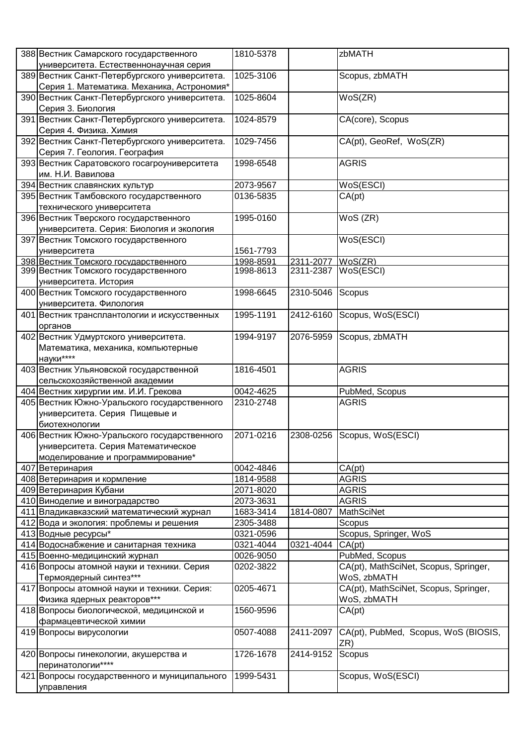| | | | | |
|---|---|---|---|---|
| 388 | Вестник Самарского государственного университета. Естественнонаучная серия | 1810-5378 | | zbMATH |
| 389 | Вестник Санкт-Петербургского университета. Серия 1. Математика. Механика, Астрономия* | 1025-3106 | | Scopus, zbMATH |
| 390 | Вестник Санкт-Петербургского университета. Серия 3. Биология | 1025-8604 | | WoS(ZR) |
| 391 | Вестник Санкт-Петербургского университета. Серия 4. Физика. Химия | 1024-8579 | | CA(core), Scopus |
| 392 | Вестник Санкт-Петербургского университета. Серия 7. Геология. География | 1029-7456 | | CA(pt), GeoRef, WoS(ZR) |
| 393 | Вестник Саратовского госагроуниверситета им. Н.И. Вавилова | 1998-6548 | | AGRIS |
| 394 | Вестник славянских культур | 2073-9567 | | WoS(ESCI) |
| 395 | Вестник Тамбовского государственного технического университета | 0136-5835 | | CA(pt) |
| 396 | Вестник Тверского государственного университета. Серия: Биология и экология | 1995-0160 | | WoS (ZR) |
| 397 | Вестник Томского государственного университета | 1561-7793 | | WoS(ESCI) |
| 398 | Вестник Томского государственного | 1998-8591 | 2311-2077 | WoS(ZR) |
| 399 | Вестник Томского государственного университета. История | 1998-8613 | 2311-2387 | WoS(ESCI) |
| 400 | Вестник Томского государственного университета. Филология | 1998-6645 | 2310-5046 | Scopus |
| 401 | Вестник трансплантологии и искусственных органов | 1995-1191 | 2412-6160 | Scopus, WoS(ESCI) |
| 402 | Вестник Удмуртского университета. Математика, механика, компьютерные науки**** | 1994-9197 | 2076-5959 | Scopus, zbMATH |
| 403 | Вестник Ульяновской государственной сельскохозяйственной академии | 1816-4501 | | AGRIS |
| 404 | Вестник хирургии им. И.И. Грекова | 0042-4625 | | PubMed, Scopus |
| 405 | Вестник Южно-Уральского государственного университета. Серия Пищевые и биотехнологии | 2310-2748 | | AGRIS |
| 406 | Вестник Южно-Уральского государственного университета. Серия Математическое моделирование и программирование* | 2071-0216 | 2308-0256 | Scopus, WoS(ESCI) |
| 407 | Ветеринария | 0042-4846 | | CA(pt) |
| 408 | Ветеринария и кормление | 1814-9588 | | AGRIS |
| 409 | Ветеринария Кубани | 2071-8020 | | AGRIS |
| 410 | Виноделие и виноградарство | 2073-3631 | | AGRIS |
| 411 | Владикавказский математический журнал | 1683-3414 | 1814-0807 | MathSciNet |
| 412 | Вода и экология: проблемы и решения | 2305-3488 | | Scopus |
| 413 | Водные ресурсы* | 0321-0596 | | Scopus, Springer, WoS |
| 414 | Водоснабжение и санитарная техника | 0321-4044 | 0321-4044 | CA(pt) |
| 415 | Военно-медицинский журнал | 0026-9050 | | PubMed, Scopus |
| 416 | Вопросы атомной науки и техники. Серия Термоядерный синтез*** | 0202-3822 | | CA(pt), MathSciNet, Scopus, Springer, WoS, zbMATH |
| 417 | Вопросы атомной науки и техники. Серия: Физика ядерных реакторов*** | 0205-4671 | | CA(pt), MathSciNet, Scopus, Springer, WoS, zbMATH |
| 418 | Вопросы биологической, медицинской и фармацевтической химии | 1560-9596 | | CA(pt) |
| 419 | Вопросы вирусологии | 0507-4088 | 2411-2097 | CA(pt), PubMed, Scopus, WoS (BIOSIS, ZR) |
| 420 | Вопросы гинекологии, акушерства и перинатологии**** | 1726-1678 | 2414-9152 | Scopus |
| 421 | Вопросы государственного и муниципального управления | 1999-5431 | | Scopus, WoS(ESCI) |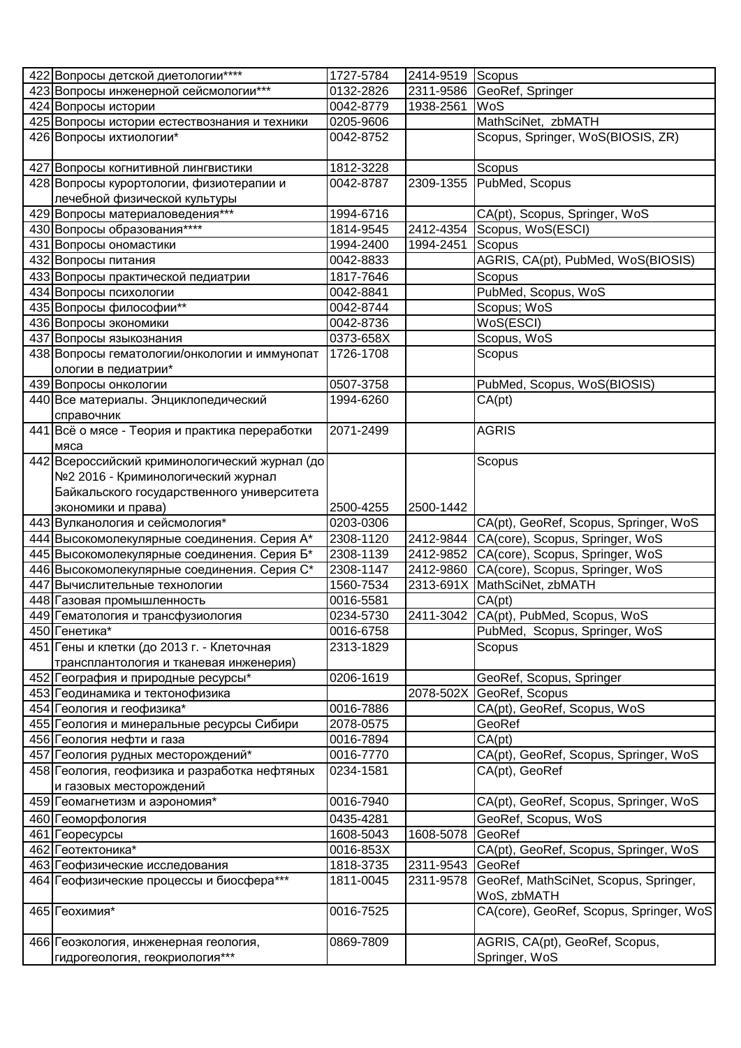| | | | | |
|---|---|---|---|---|
| 422 | Вопросы детской диетологии**** | 1727-5784 | 2414-9519 | Scopus |
| 423 | Вопросы инженерной сейсмологии*** | 0132-2826 | 2311-9586 | GeoRef, Springer |
| 424 | Вопросы истории | 0042-8779 | 1938-2561 | WoS |
| 425 | Вопросы истории естествознания и техники | 0205-9606 | | MathSciNet, zbMATH |
| 426 | Вопросы ихтиологии* | 0042-8752 | | Scopus, Springer, WoS(BIOSIS, ZR) |
| 427 | Вопросы когнитивной лингвистики | 1812-3228 | | Scopus |
| 428 | Вопросы курортологии, физиотерапии и лечебной физической культуры | 0042-8787 | 2309-1355 | PubMed, Scopus |
| 429 | Вопросы материаловедения*** | 1994-6716 | | CA(pt), Scopus, Springer, WoS |
| 430 | Вопросы образования**** | 1814-9545 | 2412-4354 | Scopus, WoS(ESCI) |
| 431 | Вопросы ономастики | 1994-2400 | 1994-2451 | Scopus |
| 432 | Вопросы питания | 0042-8833 | | AGRIS, CA(pt), PubMed, WoS(BIOSIS) |
| 433 | Вопросы практической педиатрии | 1817-7646 | | Scopus |
| 434 | Вопросы психологии | 0042-8841 | | PubMed, Scopus, WoS |
| 435 | Вопросы философии** | 0042-8744 | | Scopus; WoS |
| 436 | Вопросы экономики | 0042-8736 | | WoS(ESCI) |
| 437 | Вопросы языкознания | 0373-658X | | Scopus, WoS |
| 438 | Вопросы гематологии/онкологии и иммунопатологии в педиатрии* | 1726-1708 | | Scopus |
| 439 | Вопросы онкологии | 0507-3758 | | PubMed, Scopus, WoS(BIOSIS) |
| 440 | Все материалы. Энциклопедический справочник | 1994-6260 | | CA(pt) |
| 441 | Всё о мясе - Теория и практика переработки мяса | 2071-2499 | | AGRIS |
| 442 | Всероссийский криминологический журнал (до №2 2016 - Криминологический журнал Байкальского государственного университета экономики и права) | 2500-4255 | 2500-1442 | Scopus |
| 443 | Вулканология и сейсмология* | 0203-0306 | | CA(pt), GeoRef, Scopus, Springer, WoS |
| 444 | Высокомолекулярные соединения. Серия А* | 2308-1120 | 2412-9844 | CA(core), Scopus, Springer, WoS |
| 445 | Высокомолекулярные соединения. Серия Б* | 2308-1139 | 2412-9852 | CA(core), Scopus, Springer, WoS |
| 446 | Высокомолекулярные соединения. Серия С* | 2308-1147 | 2412-9860 | CA(core), Scopus, Springer, WoS |
| 447 | Вычислительные технологии | 1560-7534 | 2313-691X | MathSciNet, zbMATH |
| 448 | Газовая промышленность | 0016-5581 | | CA(pt) |
| 449 | Гематология и трансфузиология | 0234-5730 | 2411-3042 | CA(pt), PubMed, Scopus, WoS |
| 450 | Генетика* | 0016-6758 | | PubMed, Scopus, Springer, WoS |
| 451 | Гены и клетки (до 2013 г. - Клеточная трансплантология и тканевая инженерия) | 2313-1829 | | Scopus |
| 452 | География и природные ресурсы* | 0206-1619 | | GeoRef, Scopus, Springer |
| 453 | Геодинамика и тектонофизика | | 2078-502X | GeoRef, Scopus |
| 454 | Геология и геофизика* | 0016-7886 | | CA(pt), GeoRef, Scopus, WoS |
| 455 | Геология и минеральные ресурсы Сибири | 2078-0575 | | GeoRef |
| 456 | Геология нефти и газа | 0016-7894 | | CA(pt) |
| 457 | Геология рудных месторождений* | 0016-7770 | | CA(pt), GeoRef, Scopus, Springer, WoS |
| 458 | Геология, геофизика и разработка нефтяных и газовых месторождений | 0234-1581 | | CA(pt), GeoRef |
| 459 | Геомагнетизм и аэрономия* | 0016-7940 | | CA(pt), GeoRef, Scopus, Springer, WoS |
| 460 | Геоморфология | 0435-4281 | | GeoRef, Scopus, WoS |
| 461 | Георесурсы | 1608-5043 | 1608-5078 | GeoRef |
| 462 | Геотектоника* | 0016-853X | | CA(pt), GeoRef, Scopus, Springer, WoS |
| 463 | Геофизические исследования | 1818-3735 | 2311-9543 | GeoRef |
| 464 | Геофизические процессы и биосфера*** | 1811-0045 | 2311-9578 | GeoRef, MathSciNet, Scopus, Springer, WoS, zbMATH |
| 465 | Геохимия* | 0016-7525 | | CA(core), GeoRef, Scopus, Springer, WoS |
| 466 | Геоэкология, инженерная геология, гидрогеология, геокриология*** | 0869-7809 | | AGRIS, CA(pt), GeoRef, Scopus, Springer, WoS |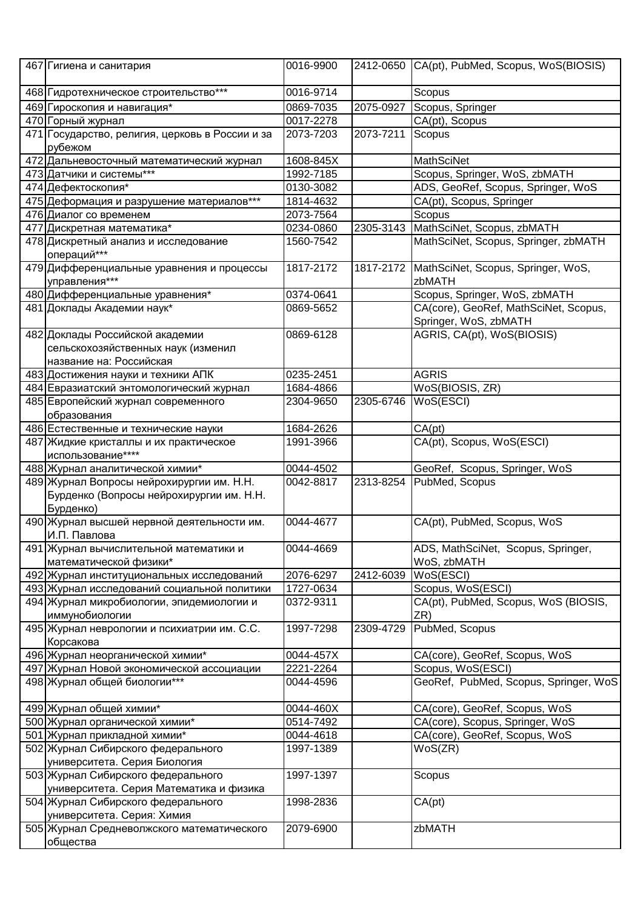| 467 | Гигиена и санитария | 0016-9900 | 2412-0650 | CA(pt), PubMed, Scopus, WoS(BIOSIS) |
|---|---|---|---|---|
| 468 | Гидротехническое строительство*** | 0016-9714 | | Scopus |
| 469 | Гироскопия и навигация* | 0869-7035 | 2075-0927 | Scopus, Springer |
| 470 | Горный журнал | 0017-2278 | | CA(pt), Scopus |
| 471 | Государство, религия, церковь в России и за рубежом | 2073-7203 | 2073-7211 | Scopus |
| 472 | Дальневосточный математический журнал | 1608-845X | | MathSciNet |
| 473 | Датчики и системы*** | 1992-7185 | | Scopus, Springer, WoS, zbMATH |
| 474 | Дефектоскопия* | 0130-3082 | | ADS, GeoRef, Scopus, Springer, WoS |
| 475 | Деформация и разрушение материалов*** | 1814-4632 | | CA(pt), Scopus, Springer |
| 476 | Диалог со временем | 2073-7564 | | Scopus |
| 477 | Дискретная математика* | 0234-0860 | 2305-3143 | MathSciNet, Scopus, zbMATH |
| 478 | Дискретный анализ и исследование операций*** | 1560-7542 | | MathSciNet, Scopus, Springer, zbMATH |
| 479 | Дифференциальные уравнения и процессы управления*** | 1817-2172 | 1817-2172 | MathSciNet, Scopus, Springer, WoS, zbMATH |
| 480 | Дифференциальные уравнения* | 0374-0641 | | Scopus, Springer, WoS, zbMATH |
| 481 | Доклады Академии наук* | 0869-5652 | | CA(core), GeoRef, MathSciNet, Scopus, Springer, WoS, zbMATH |
| 482 | Доклады Российской академии сельскохозяйственных наук (изменил название на: Российская | 0869-6128 | | AGRIS, CA(pt), WoS(BIOSIS) |
| 483 | Достижения науки и техники АПК | 0235-2451 | | AGRIS |
| 484 | Евразиатский энтомологический журнал | 1684-4866 | | WoS(BIOSIS, ZR) |
| 485 | Европейский журнал современного образования | 2304-9650 | 2305-6746 | WoS(ESCI) |
| 486 | Естественные и технические науки | 1684-2626 | | CA(pt) |
| 487 | Жидкие кристаллы и их практическое использование**** | 1991-3966 | | CA(pt), Scopus, WoS(ESCI) |
| 488 | Журнал аналитической химии* | 0044-4502 | | GeoRef, Scopus, Springer, WoS |
| 489 | Журнал Вопросы нейрохирургии им. Н.Н. Бурденко (Вопросы нейрохирургии им. Н.Н. Бурденко) | 0042-8817 | 2313-8254 | PubMed, Scopus |
| 490 | Журнал высшей нервной деятельности им. И.П. Павлова | 0044-4677 | | CA(pt), PubMed, Scopus, WoS |
| 491 | Журнал вычислительной математики и математической физики* | 0044-4669 | | ADS, MathSciNet, Scopus, Springer, WoS, zbMATH |
| 492 | Журнал институциональных исследований | 2076-6297 | 2412-6039 | WoS(ESCI) |
| 493 | Журнал исследований социальной политики | 1727-0634 | | Scopus, WoS(ESCI) |
| 494 | Журнал микробиологии, эпидемиологии и иммунобиологии | 0372-9311 | | CA(pt), PubMed, Scopus, WoS (BIOSIS, ZR) |
| 495 | Журнал неврологии и психиатрии им. С.С. Корсакова | 1997-7298 | 2309-4729 | PubMed, Scopus |
| 496 | Журнал неорганической химии* | 0044-457X | | CA(core), GeoRef, Scopus, WoS |
| 497 | Журнал Новой экономической ассоциации | 2221-2264 | | Scopus, WoS(ESCI) |
| 498 | Журнал общей биологии*** | 0044-4596 | | GeoRef, PubMed, Scopus, Springer, WoS |
| 499 | Журнал общей химии* | 0044-460X | | CA(core), GeoRef, Scopus, WoS |
| 500 | Журнал органической химии* | 0514-7492 | | CA(core), Scopus, Springer, WoS |
| 501 | Журнал прикладной химии* | 0044-4618 | | CA(core), GeoRef, Scopus, WoS |
| 502 | Журнал Сибирского федерального университета. Серия Биология | 1997-1389 | | WoS(ZR) |
| 503 | Журнал Сибирского федерального университета. Серия Математика и физика | 1997-1397 | | Scopus |
| 504 | Журнал Сибирского федерального университета. Серия: Химия | 1998-2836 | | CA(pt) |
| 505 | Журнал Средневолжского математического общества | 2079-6900 | | zbMATH |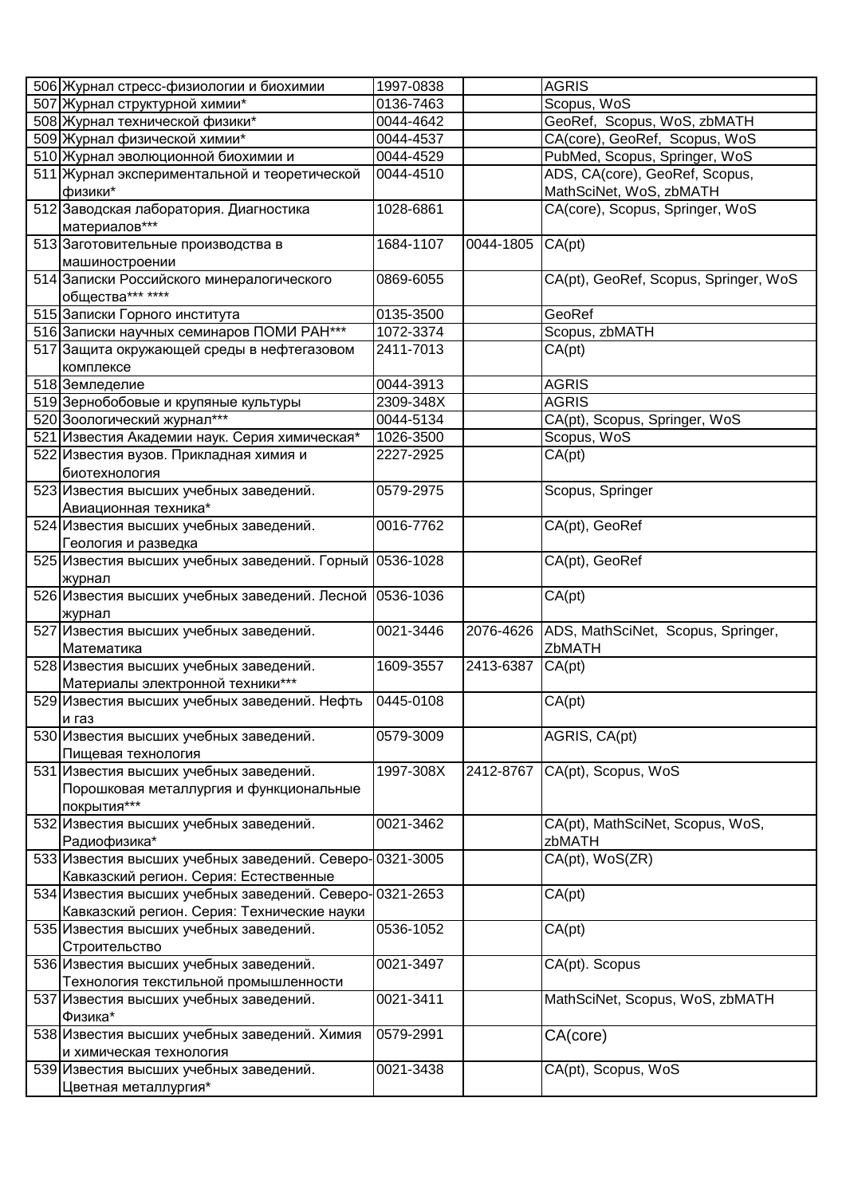| | | | | |
|---|---|---|---|---|
| 506 | Журнал стресс-физиологии и биохимии | 1997-0838 | | AGRIS |
| 507 | Журнал структурной химии* | 0136-7463 | | Scopus, WoS |
| 508 | Журнал технической физики* | 0044-4642 | | GeoRef, Scopus, WoS, zbMATH |
| 509 | Журнал физической химии* | 0044-4537 | | CA(core), GeoRef, Scopus, WoS |
| 510 | Журнал эволюционной биохимии и | 0044-4529 | | PubMed, Scopus, Springer, WoS |
| 511 | Журнал экспериментальной и теоретической физики* | 0044-4510 | | ADS, CA(core), GeoRef, Scopus, MathSciNet, WoS, zbMATH |
| 512 | Заводская лаборатория. Диагностика материалов*** | 1028-6861 | | CA(core), Scopus, Springer, WoS |
| 513 | Заготовительные производства в машиностроении | 1684-1107 | 0044-1805 | CA(pt) |
| 514 | Записки Российского минералогического общества*** **** | 0869-6055 | | CA(pt), GeoRef, Scopus, Springer, WoS |
| 515 | Записки Горного института | 0135-3500 | | GeoRef |
| 516 | Записки научных семинаров ПОМИ РАН*** | 1072-3374 | | Scopus, zbMATH |
| 517 | Защита окружающей среды в нефтегазовом комплексе | 2411-7013 | | CA(pt) |
| 518 | Земледелие | 0044-3913 | | AGRIS |
| 519 | Зернобобовые и крупяные культуры | 2309-348X | | AGRIS |
| 520 | Зоологический журнал*** | 0044-5134 | | CA(pt), Scopus, Springer, WoS |
| 521 | Известия Академии наук. Серия химическая* | 1026-3500 | | Scopus, WoS |
| 522 | Известия вузов. Прикладная химия и биотехнология | 2227-2925 | | CA(pt) |
| 523 | Известия высших учебных заведений. Авиационная техника* | 0579-2975 | | Scopus, Springer |
| 524 | Известия высших учебных заведений. Геология и разведка | 0016-7762 | | CA(pt), GeoRef |
| 525 | Известия высших учебных заведений. Горный журнал | 0536-1028 | | CA(pt), GeoRef |
| 526 | Известия высших учебных заведений. Лесной журнал | 0536-1036 | | CA(pt) |
| 527 | Известия высших учебных заведений. Математика | 0021-3446 | 2076-4626 | ADS, MathSciNet, Scopus, Springer, ZbMATH |
| 528 | Известия высших учебных заведений. Материалы электронной техники*** | 1609-3557 | 2413-6387 | CA(pt) |
| 529 | Известия высших учебных заведений. Нефть и газ | 0445-0108 | | CA(pt) |
| 530 | Известия высших учебных заведений. Пищевая технология | 0579-3009 | | AGRIS, CA(pt) |
| 531 | Известия высших учебных заведений. Порошковая металлургия и функциональные покрытия*** | 1997-308X | 2412-8767 | CA(pt), Scopus, WoS |
| 532 | Известия высших учебных заведений. Радиофизика* | 0021-3462 | | CA(pt), MathSciNet, Scopus, WoS, zbMATH |
| 533 | Известия высших учебных заведений. Северо-Кавказский регион. Серия: Естественные | 0321-3005 | | CA(pt), WoS(ZR) |
| 534 | Известия высших учебных заведений. Северо-Кавказский регион. Серия: Технические науки | 0321-2653 | | CA(pt) |
| 535 | Известия высших учебных заведений. Строительство | 0536-1052 | | CA(pt) |
| 536 | Известия высших учебных заведений. Технология текстильной промышленности | 0021-3497 | | CA(pt). Scopus |
| 537 | Известия высших учебных заведений. Физика* | 0021-3411 | | MathSciNet, Scopus, WoS, zbMATH |
| 538 | Известия высших учебных заведений. Химия и химическая технология | 0579-2991 | | CA(core) |
| 539 | Известия высших учебных заведений. Цветная металлургия* | 0021-3438 | | CA(pt), Scopus, WoS |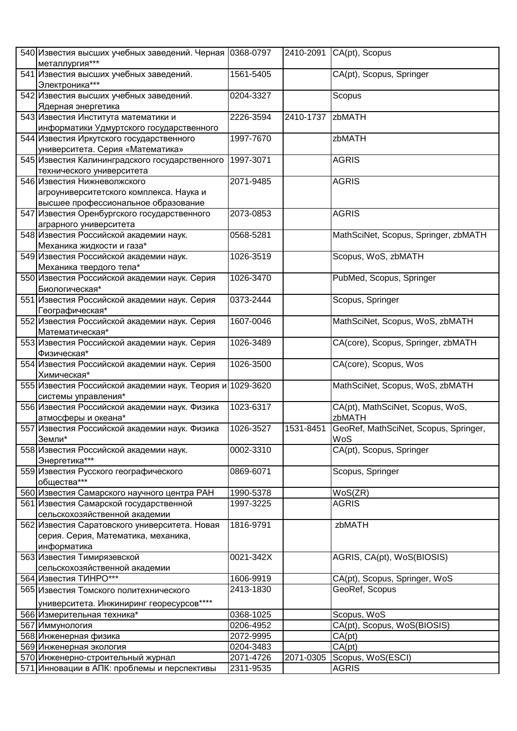| 540 | Известия высших учебных заведений. Черная металлургия*** | 0368-0797 | 2410-2091 | CA(pt), Scopus |
|---|---|---|---|---|
| 541 | Известия высших учебных заведений. Электроника*** | 1561-5405 | | CA(pt), Scopus, Springer |
| 542 | Известия высших учебных заведений. Ядерная энергетика | 0204-3327 | | Scopus |
| 543 | Известия Института математики и информатики Удмуртского государственного | 2226-3594 | 2410-1737 | zbMATH |
| 544 | Известия Иркутского государственного университета. Серия «Математика» | 1997-7670 | | zbMATH |
| 545 | Известия Калининградского государственного технического университета | 1997-3071 | | AGRIS |
| 546 | Известия Нижневолжского агроуниверситетского комплекса. Наука и высшее профессиональное образование | 2071-9485 | | AGRIS |
| 547 | Известия Оренбургского государственного аграрного университета | 2073-0853 | | AGRIS |
| 548 | Известия Российской академии наук. Механика жидкости и газа* | 0568-5281 | | MathSciNet, Scopus, Springer, zbMATH |
| 549 | Известия Российской академии наук. Механика твердого тела* | 1026-3519 | | Scopus, WoS, zbMATH |
| 550 | Известия Российской академии наук. Серия Биологическая* | 1026-3470 | | PubMed, Scopus, Springer |
| 551 | Известия Российской академии наук. Серия Географическая* | 0373-2444 | | Scopus, Springer |
| 552 | Известия Российской академии наук. Серия Математическая* | 1607-0046 | | MathSciNet, Scopus, WoS, zbMATH |
| 553 | Известия Российской академии наук. Серия Физическая* | 1026-3489 | | CA(core), Scopus, Springer, zbMATH |
| 554 | Известия Российской академии наук. Серия Химическая* | 1026-3500 | | CA(core), Scopus, Wos |
| 555 | Известия Российской академии наук. Теория и системы управления* | 1029-3620 | | MathSciNet, Scopus, WoS, zbMATH |
| 556 | Известия Российской академии наук. Физика атмосферы и океана* | 1023-6317 | | CA(pt), MathSciNet, Scopus, WoS, zbMATH |
| 557 | Известия Российской академии наук. Физика Земли* | 1026-3527 | 1531-8451 | GeoRef, MathSciNet, Scopus, Springer, WoS |
| 558 | Известия Российской академии наук. Энергетика*** | 0002-3310 | | CA(pt), Scopus, Springer |
| 559 | Известия Русского географического общества*** | 0869-6071 | | Scopus, Springer |
| 560 | Известия Самарского научного центра РАН | 1990-5378 | | WoS(ZR) |
| 561 | Известия Самарской государственной сельскохозяйственной академии | 1997-3225 | | AGRIS |
| 562 | Известия Саратовского университета. Новая серия. Серия, Математика, механика, информатика | 1816-9791 | | zbMATH |
| 563 | Известия Тимирязевской сельскохозяйственной академии | 0021-342X | | AGRIS, CA(pt), WoS(BIOSIS) |
| 564 | Известия ТИНРО*** | 1606-9919 | | CA(pt), Scopus, Springer, WoS |
| 565 | Известия Томского политехнического университета. Инжиниринг георесурсов**** | 2413-1830 | | GeoRef, Scopus |
| 566 | Измерительная техника* | 0368-1025 | | Scopus, WoS |
| 567 | Иммунология | 0206-4952 | | CA(pt), Scopus, WoS(BIOSIS) |
| 568 | Инженерная физика | 2072-9995 | | CA(pt) |
| 569 | Инженерная экология | 0204-3483 | | CA(pt) |
| 570 | Инженерно-строительный журнал | 2071-4726 | 2071-0305 | Scopus, WoS(ESCI) |
| 571 | Инновации в АПК: проблемы и перспективы | 2311-9535 | | AGRIS |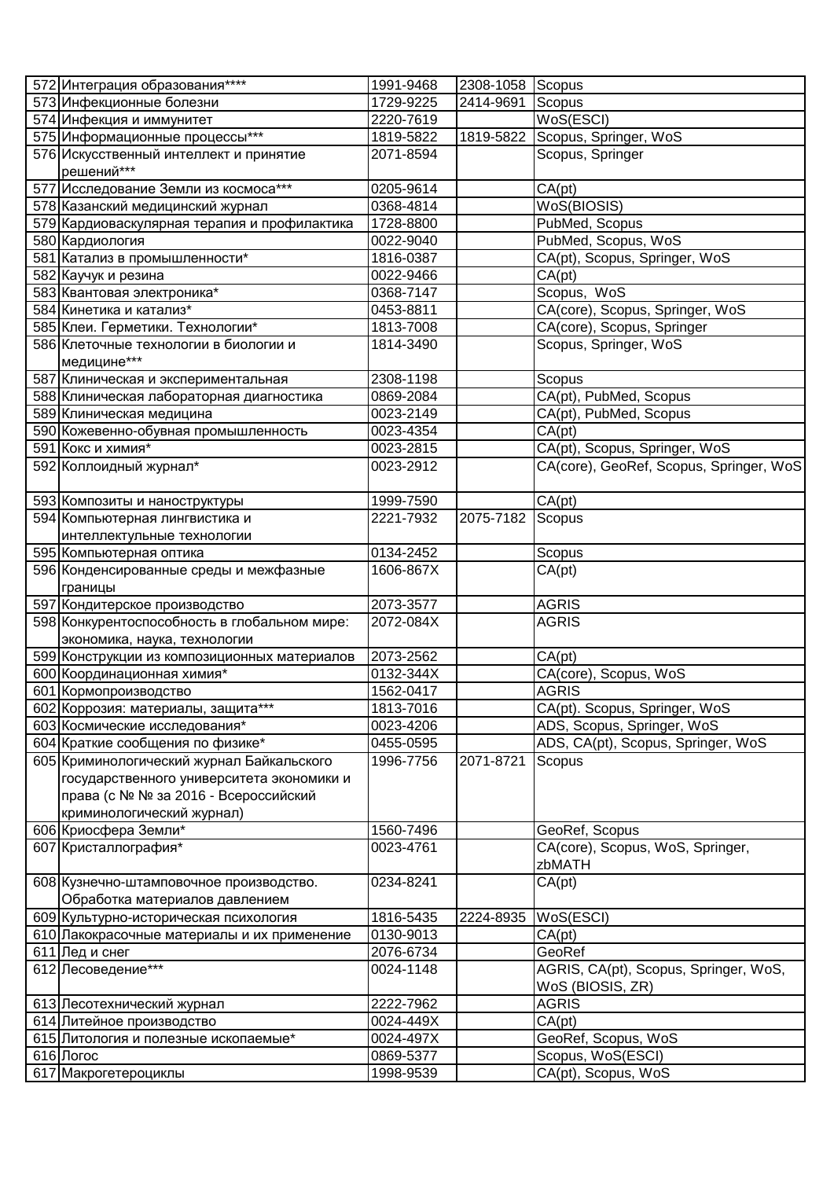| 572 | Интеграция образования**** | 1991-9468 | 2308-1058 | Scopus |
|---|---|---|---|---|
| 573 | Инфекционные болезни | 1729-9225 | 2414-9691 | Scopus |
| 574 | Инфекция и иммунитет | 2220-7619 | | WoS(ESCI) |
| 575 | Информационные процессы*** | 1819-5822 | 1819-5822 | Scopus, Springer, WoS |
| 576 | Искусственный интеллект и принятие решений*** | 2071-8594 | | Scopus, Springer |
| 577 | Исследование Земли из космоса*** | 0205-9614 | | CA(pt) |
| 578 | Казанский медицинский журнал | 0368-4814 | | WoS(BIOSIS) |
| 579 | Кардиоваскулярная терапия и профилактика | 1728-8800 | | PubMed, Scopus |
| 580 | Кардиология | 0022-9040 | | PubMed, Scopus, WoS |
| 581 | Катализ в промышленности* | 1816-0387 | | CA(pt), Scopus, Springer, WoS |
| 582 | Каучук и резина | 0022-9466 | | CA(pt) |
| 583 | Квантовая электроника* | 0368-7147 | | Scopus, WoS |
| 584 | Кинетика и катализ* | 0453-8811 | | CA(core), Scopus, Springer, WoS |
| 585 | Клеи. Герметики. Технологии* | 1813-7008 | | CA(core), Scopus, Springer |
| 586 | Клеточные технологии в биологии и медицине*** | 1814-3490 | | Scopus, Springer, WoS |
| 587 | Клиническая и экспериментальная | 2308-1198 | | Scopus |
| 588 | Клиническая лабораторная диагностика | 0869-2084 | | CA(pt), PubMed, Scopus |
| 589 | Клиническая медицина | 0023-2149 | | CA(pt), PubMed, Scopus |
| 590 | Кожевенно-обувная промышленность | 0023-4354 | | CA(pt) |
| 591 | Кокс и химия* | 0023-2815 | | CA(pt), Scopus, Springer, WoS |
| 592 | Коллоидный журнал* | 0023-2912 | | CA(core), GeoRef, Scopus, Springer, WoS |
| 593 | Композиты и наноструктуры | 1999-7590 | | CA(pt) |
| 594 | Компьютерная лингвистика и интеллектульные технологии | 2221-7932 | 2075-7182 | Scopus |
| 595 | Компьютерная оптика | 0134-2452 | | Scopus |
| 596 | Конденсированные среды и межфазные границы | 1606-867X | | CA(pt) |
| 597 | Кондитерское производство | 2073-3577 | | AGRIS |
| 598 | Конкурентоспособность в глобальном мире: экономика, наука, технологии | 2072-084X | | AGRIS |
| 599 | Конструкции из композиционных материалов | 2073-2562 | | CA(pt) |
| 600 | Координационная химия* | 0132-344X | | CA(core), Scopus, WoS |
| 601 | Кормопроизводство | 1562-0417 | | AGRIS |
| 602 | Коррозия: материалы, защита*** | 1813-7016 | | CA(pt). Scopus, Springer, WoS |
| 603 | Космические исследования* | 0023-4206 | | ADS, Scopus, Springer, WoS |
| 604 | Краткие сообщения по физике* | 0455-0595 | | ADS, CA(pt), Scopus, Springer, WoS |
| 605 | Криминологический журнал Байкальского государственного университета экономики и права (с № № за 2016 - Всероссийский криминологический журнал) | 1996-7756 | 2071-8721 | Scopus |
| 606 | Криосфера Земли* | 1560-7496 | | GeoRef, Scopus |
| 607 | Кристаллография* | 0023-4761 | | CA(core), Scopus, WoS, Springer, zbMATH |
| 608 | Кузнечно-штамповочное производство. Обработка материалов давлением | 0234-8241 | | CA(pt) |
| 609 | Культурно-историческая психология | 1816-5435 | 2224-8935 | WoS(ESCI) |
| 610 | Лакокрасочные материалы и их применение | 0130-9013 | | CA(pt) |
| 611 | Лед и снег | 2076-6734 | | GeoRef |
| 612 | Лесоведение*** | 0024-1148 | | AGRIS, CA(pt), Scopus, Springer, WoS, WoS (BIOSIS, ZR) |
| 613 | Лесотехнический журнал | 2222-7962 | | AGRIS |
| 614 | Литейное производство | 0024-449X | | CA(pt) |
| 615 | Литология и полезные ископаемые* | 0024-497X | | GeoRef, Scopus, WoS |
| 616 | Логос | 0869-5377 | | Scopus, WoS(ESCI) |
| 617 | Макрогетероциклы | 1998-9539 | | CA(pt), Scopus, WoS |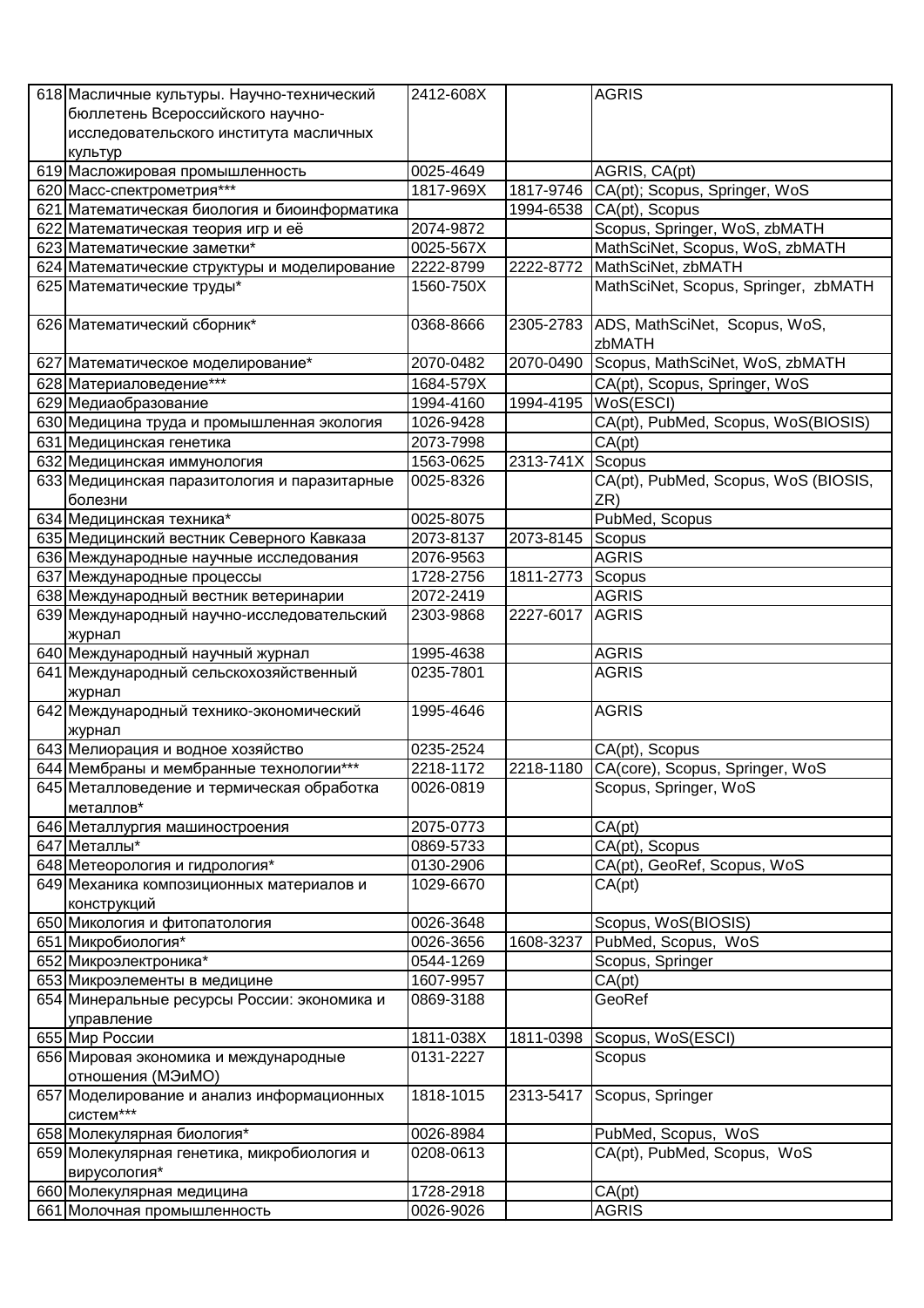| | | | | |
|---|---|---|---|---|
| 618 | Масличные культуры. Научно-технический бюллетень Всероссийского научно-исследовательского института масличных культур | 2412-608X | | AGRIS |
| 619 | Масложировая промышленность | 0025-4649 | | AGRIS, CA(pt) |
| 620 | Масс-спектрометрия*** | 1817-969X | 1817-9746 | CA(pt); Scopus, Springer, WoS |
| 621 | Математическая биология и биоинформатика | | 1994-6538 | CA(pt), Scopus |
| 622 | Математическая теория игр и её | 2074-9872 | | Scopus, Springer, WoS, zbMATH |
| 623 | Математические заметки* | 0025-567X | | MathSciNet, Scopus, WoS, zbMATH |
| 624 | Математические структуры и моделирование | 2222-8799 | 2222-8772 | MathSciNet, zbMATH |
| 625 | Математические труды* | 1560-750X | | MathSciNet, Scopus, Springer, zbMATH |
| 626 | Математический сборник* | 0368-8666 | 2305-2783 | ADS, MathSciNet, Scopus, WoS, zbMATH |
| 627 | Математическое моделирование* | 2070-0482 | 2070-0490 | Scopus, MathSciNet, WoS, zbMATH |
| 628 | Материаловедение*** | 1684-579X | | CA(pt), Scopus, Springer, WoS |
| 629 | Медиаобразование | 1994-4160 | 1994-4195 | WoS(ESCI) |
| 630 | Медицина труда и промышленная экология | 1026-9428 | | CA(pt), PubMed, Scopus, WoS(BIOSIS) |
| 631 | Медицинская генетика | 2073-7998 | | CA(pt) |
| 632 | Медицинская иммунология | 1563-0625 | 2313-741X | Scopus |
| 633 | Медицинская паразитология и паразитарные болезни | 0025-8326 | | CA(pt), PubMed, Scopus, WoS (BIOSIS, ZR) |
| 634 | Медицинская техника* | 0025-8075 | | PubMed, Scopus |
| 635 | Медицинский вестник Северного Кавказа | 2073-8137 | 2073-8145 | Scopus |
| 636 | Международные научные исследования | 2076-9563 | | AGRIS |
| 637 | Международные процессы | 1728-2756 | 1811-2773 | Scopus |
| 638 | Международный вестник ветеринарии | 2072-2419 | | AGRIS |
| 639 | Международный научно-исследовательский журнал | 2303-9868 | 2227-6017 | AGRIS |
| 640 | Международный научный журнал | 1995-4638 | | AGRIS |
| 641 | Международный сельскохозяйственный журнал | 0235-7801 | | AGRIS |
| 642 | Международный технико-экономический журнал | 1995-4646 | | AGRIS |
| 643 | Мелиорация и водное хозяйство | 0235-2524 | | CA(pt), Scopus |
| 644 | Мембраны и мембранные технологии*** | 2218-1172 | 2218-1180 | CA(core), Scopus, Springer, WoS |
| 645 | Металловедение и термическая обработка металлов* | 0026-0819 | | Scopus, Springer, WoS |
| 646 | Металлургия машиностроения | 2075-0773 | | CA(pt) |
| 647 | Металлы* | 0869-5733 | | CA(pt), Scopus |
| 648 | Метеорология и гидрология* | 0130-2906 | | CA(pt), GeoRef, Scopus, WoS |
| 649 | Механика композиционных материалов и конструкций | 1029-6670 | | CA(pt) |
| 650 | Микология и фитопатология | 0026-3648 | | Scopus, WoS(BIOSIS) |
| 651 | Микробиология* | 0026-3656 | 1608-3237 | PubMed, Scopus, WoS |
| 652 | Микроэлектроника* | 0544-1269 | | Scopus, Springer |
| 653 | Микроэлементы в медицине | 1607-9957 | | CA(pt) |
| 654 | Минеральные ресурсы России: экономика и управление | 0869-3188 | | GeoRef |
| 655 | Мир России | 1811-038X | 1811-0398 | Scopus, WoS(ESCI) |
| 656 | Мировая экономика и международные отношения (МЭиМО) | 0131-2227 | | Scopus |
| 657 | Моделирование и анализ информационных систем*** | 1818-1015 | 2313-5417 | Scopus, Springer |
| 658 | Молекулярная биология* | 0026-8984 | | PubMed, Scopus, WoS |
| 659 | Молекулярная генетика, микробиология и вирусология* | 0208-0613 | | CA(pt), PubMed, Scopus, WoS |
| 660 | Молекулярная медицина | 1728-2918 | | CA(pt) |
| 661 | Молочная промышленность | 0026-9026 | | AGRIS |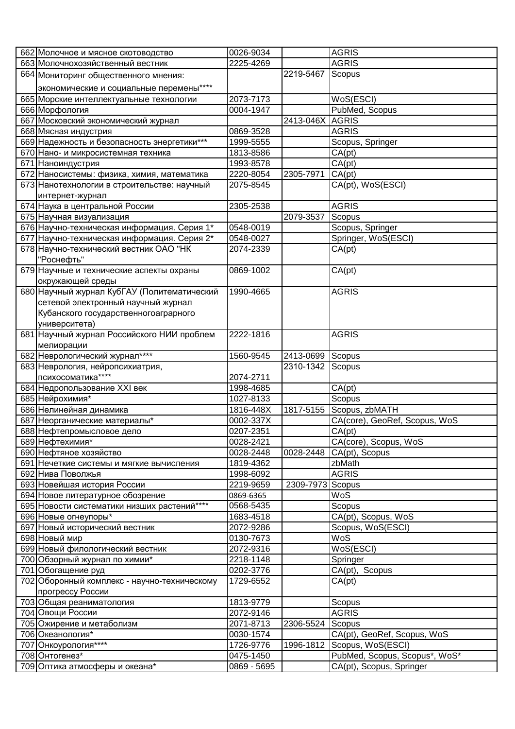| | | | | |
|---|---|---|---|---|
| 662 | Молочное и мясное скотоводство | 0026-9034 | | AGRIS |
| 663 | Молочнохозяйственный вестник | 2225-4269 | | AGRIS |
| 664 | Мониторинг общественного мнения: экономические и социальные перемены**** | | 2219-5467 | Scopus |
| 665 | Морские интеллектуальные технологии | 2073-7173 | | WoS(ESCI) |
| 666 | Морфология | 0004-1947 | | PubMed, Scopus |
| 667 | Московский экономический журнал | | 2413-046X | AGRIS |
| 668 | Мясная индустрия | 0869-3528 | | AGRIS |
| 669 | Надежность и безопасность энергетики*** | 1999-5555 | | Scopus, Springer |
| 670 | Нано- и микросистемная техника | 1813-8586 | | CA(pt) |
| 671 | Наноиндустрия | 1993-8578 | | CA(pt) |
| 672 | Наносистемы: физика, химия, математика | 2220-8054 | 2305-7971 | CA(pt) |
| 673 | Нанотехнологии в строительстве: научный интернет-журнал | 2075-8545 | | CA(pt), WoS(ESCI) |
| 674 | Наука в центральной России | 2305-2538 | | AGRIS |
| 675 | Научная визуализация | | 2079-3537 | Scopus |
| 676 | Научно-техническая информация. Серия 1* | 0548-0019 | | Scopus, Springer |
| 677 | Научно-техническая информация. Серия 2* | 0548-0027 | | Springer, WoS(ESCI) |
| 678 | Научно-технический вестник ОАО "НК "Роснефть" | 2074-2339 | | CA(pt) |
| 679 | Научные и технические аспекты охраны окружающей среды | 0869-1002 | | CA(pt) |
| 680 | Научный журнал КубГАУ (Политематический сетевой электронный научный журнал Кубанского государственногоаграрного университета) | 1990-4665 | | AGRIS |
| 681 | Научный журнал Российского НИИ проблем мелиорации | 2222-1816 | | AGRIS |
| 682 | Неврологический журнал**** | 1560-9545 | 2413-0699 | Scopus |
| 683 | Неврология, нейропсихиатрия, психосоматика**** | 2074-2711 | 2310-1342 | Scopus |
| 684 | Недропользование XXI век | 1998-4685 | | CA(pt) |
| 685 | Нейрохимия* | 1027-8133 | | Scopus |
| 686 | Нелинейная динамика | 1816-448X | 1817-5155 | Scopus, zbMATH |
| 687 | Неорганические материалы* | 0002-337X | | CA(core), GeoRef, Scopus, WoS |
| 688 | Нефтепромысловое дело | 0207-2351 | | CA(pt) |
| 689 | Нефтехимия* | 0028-2421 | | CA(core), Scopus, WoS |
| 690 | Нефтяное хозяйство | 0028-2448 | 0028-2448 | CA(pt), Scopus |
| 691 | Нечеткие системы и мягкие вычисления | 1819-4362 | | zbMath |
| 692 | Нива Поволжья | 1998-6092 | | AGRIS |
| 693 | Новейшая история России | 2219-9659 | 2309-7973 | Scopus |
| 694 | Новое литературное обозрение | 0869-6365 | | WoS |
| 695 | Новости систематики низших растений**** | 0568-5435 | | Scopus |
| 696 | Новые огнеупоры* | 1683-4518 | | CA(pt), Scopus, WoS |
| 697 | Новый исторический вестник | 2072-9286 | | Scopus, WoS(ESCI) |
| 698 | Новый мир | 0130-7673 | | WoS |
| 699 | Новый филологический вестник | 2072-9316 | | WoS(ESCI) |
| 700 | Обзорный журнал по химии* | 2218-1148 | | Springer |
| 701 | Обогащение руд | 0202-3776 | | CA(pt), Scopus |
| 702 | Оборонный комплекс - научно-техническому прогрессу России | 1729-6552 | | CA(pt) |
| 703 | Общая реаниматология | 1813-9779 | | Scopus |
| 704 | Овощи России | 2072-9146 | | AGRIS |
| 705 | Ожирение и метаболизм | 2071-8713 | 2306-5524 | Scopus |
| 706 | Океанология* | 0030-1574 | | CA(pt), GeoRef, Scopus, WoS |
| 707 | Онкоурология**** | 1726-9776 | 1996-1812 | Scopus, WoS(ESCI) |
| 708 | Онтогенез* | 0475-1450 | | PubMed, Scopus, Scopus*, WoS* |
| 709 | Оптика атмосферы и океана* | 0869 - 5695 | | CA(pt), Scopus, Springer |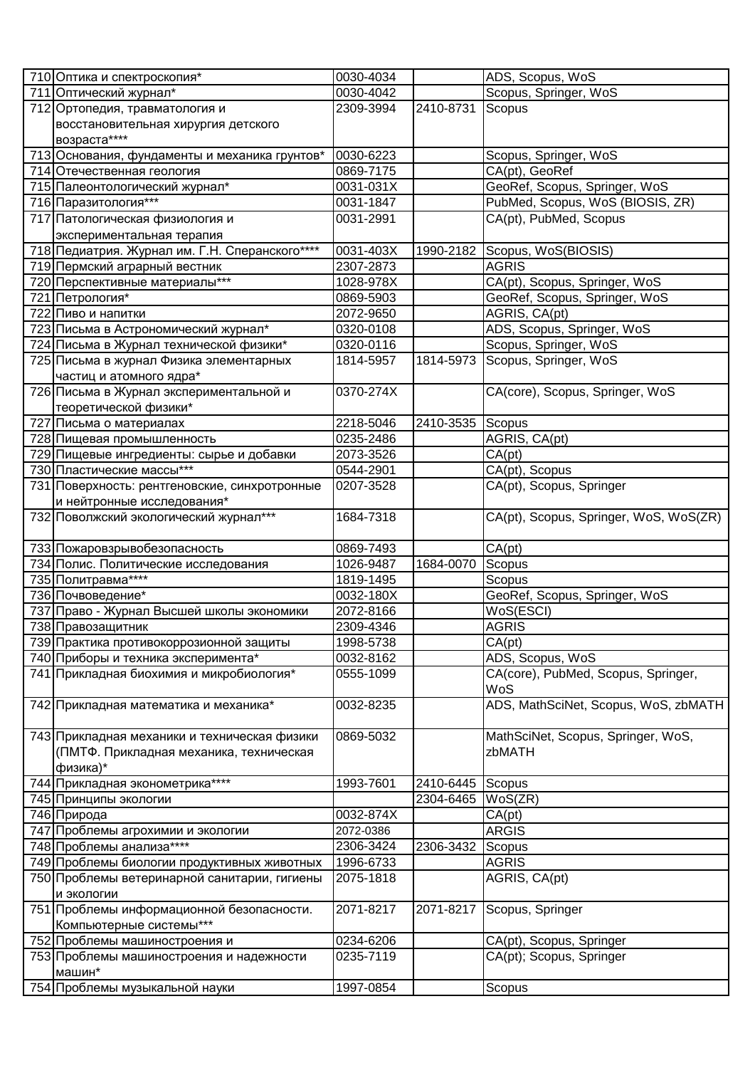| 710 | Оптика и спектроскопия* | 0030-4034 | | ADS, Scopus, WoS |
|---|---|---|---|---|
| 711 | Оптический журнал* | 0030-4042 | | Scopus, Springer, WoS |
| 712 | Ортопедия, травматология и восстановительная хирургия детского возраста**** | 2309-3994 | 2410-8731 | Scopus |
| 713 | Основания, фундаменты и механика грунтов* | 0030-6223 | | Scopus, Springer, WoS |
| 714 | Отечественная геология | 0869-7175 | | CA(pt), GeoRef |
| 715 | Палеонтологический журнал* | 0031-031X | | GeoRef, Scopus, Springer, WoS |
| 716 | Паразитология*** | 0031-1847 | | PubMed, Scopus, WoS (BIOSIS, ZR) |
| 717 | Патологическая физиология и экспериментальная терапия | 0031-2991 | | CA(pt), PubMed, Scopus |
| 718 | Педиатрия. Журнал им. Г.Н. Сперанского**** | 0031-403X | 1990-2182 | Scopus, WoS(BIOSIS) |
| 719 | Пермский аграрный вестник | 2307-2873 | | AGRIS |
| 720 | Перспективные материалы*** | 1028-978X | | CA(pt), Scopus, Springer, WoS |
| 721 | Петрология* | 0869-5903 | | GeoRef, Scopus, Springer, WoS |
| 722 | Пиво и напитки | 2072-9650 | | AGRIS, CA(pt) |
| 723 | Письма в Астрономический журнал* | 0320-0108 | | ADS, Scopus, Springer, WoS |
| 724 | Письма в Журнал технической физики* | 0320-0116 | | Scopus, Springer, WoS |
| 725 | Письма в журнал Физика элементарных частиц и атомного ядра* | 1814-5957 | 1814-5973 | Scopus, Springer, WoS |
| 726 | Письма в Журнал экспериментальной и теоретической физики* | 0370-274X | | CA(core), Scopus, Springer, WoS |
| 727 | Письма о материалах | 2218-5046 | 2410-3535 | Scopus |
| 728 | Пищевая промышленность | 0235-2486 | | AGRIS, CA(pt) |
| 729 | Пищевые ингредиенты: сырье и добавки | 2073-3526 | | CA(pt) |
| 730 | Пластические массы*** | 0544-2901 | | CA(pt), Scopus |
| 731 | Поверхность: рентгеновские, синхротронные и нейтронные исследования* | 0207-3528 | | CA(pt), Scopus, Springer |
| 732 | Поволжский экологический журнал*** | 1684-7318 | | CA(pt), Scopus, Springer, WoS, WoS(ZR) |
| 733 | Пожаровзрывобезопасность | 0869-7493 | | CA(pt) |
| 734 | Полис. Политические исследования | 1026-9487 | 1684-0070 | Scopus |
| 735 | Политравма**** | 1819-1495 | | Scopus |
| 736 | Почвоведение* | 0032-180X | | GeoRef, Scopus, Springer, WoS |
| 737 | Право - Журнал Высшей школы экономики | 2072-8166 | | WoS(ESCI) |
| 738 | Правозащитник | 2309-4346 | | AGRIS |
| 739 | Практика противокоррозионной защиты | 1998-5738 | | CA(pt) |
| 740 | Приборы и техника эксперимента* | 0032-8162 | | ADS, Scopus, WoS |
| 741 | Прикладная биохимия и микробиология* | 0555-1099 | | CA(core), PubMed, Scopus, Springer, WoS |
| 742 | Прикладная математика и механика* | 0032-8235 | | ADS, MathSciNet, Scopus, WoS, zbMATH |
| 743 | Прикладная механики и техническая физики (ПМТФ. Прикладная механика, техническая физика)* | 0869-5032 | | MathSciNet, Scopus, Springer, WoS, zbMATH |
| 744 | Прикладная эконометрика**** | 1993-7601 | 2410-6445 | Scopus |
| 745 | Принципы экологии | | 2304-6465 | WoS(ZR) |
| 746 | Природа | 0032-874X | | CA(pt) |
| 747 | Проблемы агрохимии и экологии | 2072-0386 | | ARGIS |
| 748 | Проблемы анализа**** | 2306-3424 | 2306-3432 | Scopus |
| 749 | Проблемы биологии продуктивных животных | 1996-6733 | | AGRIS |
| 750 | Проблемы ветеринарной санитарии, гигиены и экологии | 2075-1818 | | AGRIS, CA(pt) |
| 751 | Проблемы информационной безопасности. Компьютерные системы*** | 2071-8217 | 2071-8217 | Scopus, Springer |
| 752 | Проблемы машиностроения и | 0234-6206 | | CA(pt), Scopus, Springer |
| 753 | Проблемы машиностроения и надежности машин* | 0235-7119 | | CA(pt); Scopus, Springer |
| 754 | Проблемы музыкальной науки | 1997-0854 | | Scopus |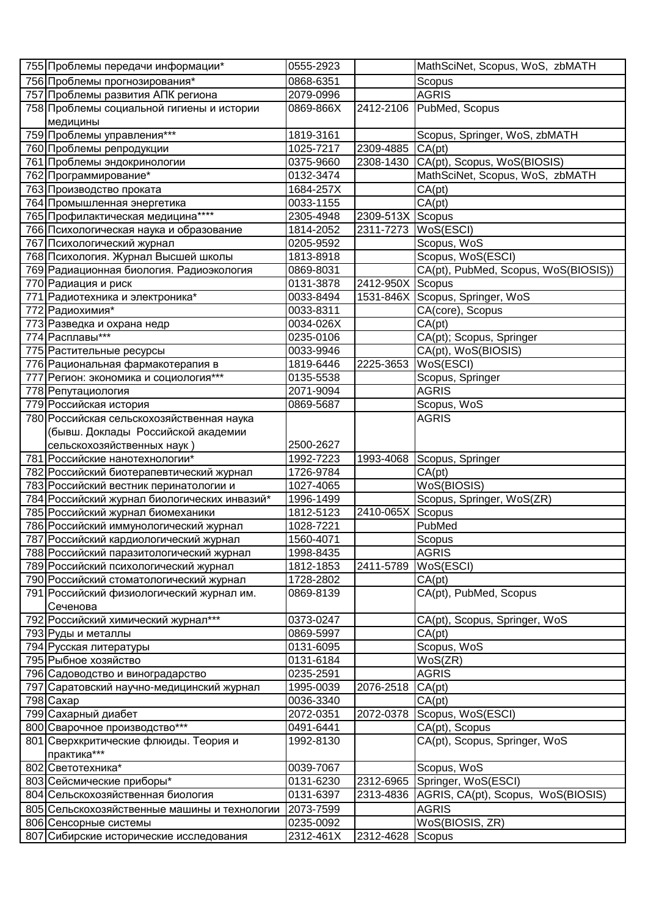| | | | | |
|---|---|---|---|---|
| 755 | Проблемы передачи информации* | 0555-2923 | | MathSciNet, Scopus, WoS, zbMATH |
| 756 | Проблемы прогнозирования* | 0868-6351 | | Scopus |
| 757 | Проблемы развития АПК региона | 2079-0996 | | AGRIS |
| 758 | Проблемы социальной гигиены и истории медицины | 0869-866X | 2412-2106 | PubMed, Scopus |
| 759 | Проблемы управления*** | 1819-3161 | | Scopus, Springer, WoS, zbMATH |
| 760 | Проблемы репродукции | 1025-7217 | 2309-4885 | CA(pt) |
| 761 | Проблемы эндокринологии | 0375-9660 | 2308-1430 | CA(pt), Scopus, WoS(BIOSIS) |
| 762 | Программирование* | 0132-3474 | | MathSciNet, Scopus, WoS, zbMATH |
| 763 | Производство проката | 1684-257X | | CA(pt) |
| 764 | Промышленная энергетика | 0033-1155 | | CA(pt) |
| 765 | Профилактическая медицина**** | 2305-4948 | 2309-513X | Scopus |
| 766 | Психологическая наука и образование | 1814-2052 | 2311-7273 | WoS(ESCI) |
| 767 | Психологический журнал | 0205-9592 | | Scopus, WoS |
| 768 | Психология. Журнал Высшей школы | 1813-8918 | | Scopus, WoS(ESCI) |
| 769 | Радиационная биология. Радиоэкология | 0869-8031 | | CA(pt), PubMed, Scopus, WoS(BIOSIS)) |
| 770 | Радиация и риск | 0131-3878 | 2412-950X | Scopus |
| 771 | Радиотехника и электроника* | 0033-8494 | 1531-846X | Scopus, Springer, WoS |
| 772 | Радиохимия* | 0033-8311 | | CA(core), Scopus |
| 773 | Разведка и охрана недр | 0034-026X | | CA(pt) |
| 774 | Расплавы*** | 0235-0106 | | CA(pt); Scopus, Springer |
| 775 | Растительные ресурсы | 0033-9946 | | CA(pt), WoS(BIOSIS) |
| 776 | Рациональная фармакотерапия в | 1819-6446 | 2225-3653 | WoS(ESCI) |
| 777 | Регион: экономика и социология*** | 0135-5538 | | Scopus, Springer |
| 778 | Репутациология | 2071-9094 | | AGRIS |
| 779 | Российская история | 0869-5687 | | Scopus, WoS |
| 780 | Российская сельскохозяйственная наука (бывш. Доклады Российской академии сельскохозяйственных наук ) | 2500-2627 | | AGRIS |
| 781 | Российские нанотехнологии* | 1992-7223 | 1993-4068 | Scopus, Springer |
| 782 | Российский биотерапевтический журнал | 1726-9784 | | CA(pt) |
| 783 | Российский вестник перинатологии и | 1027-4065 | | WoS(BIOSIS) |
| 784 | Российский журнал биологических инвазий* | 1996-1499 | | Scopus, Springer, WoS(ZR) |
| 785 | Российский журнал биомеханики | 1812-5123 | 2410-065X | Scopus |
| 786 | Российский иммунологический журнал | 1028-7221 | | PubMed |
| 787 | Российский кардиологический журнал | 1560-4071 | | Scopus |
| 788 | Российский паразитологический журнал | 1998-8435 | | AGRIS |
| 789 | Российский психологический журнал | 1812-1853 | 2411-5789 | WoS(ESCI) |
| 790 | Российский стоматологический журнал | 1728-2802 | | CA(pt) |
| 791 | Российский физиологический журнал им. Сеченова | 0869-8139 | | CA(pt), PubMed, Scopus |
| 792 | Российский химический журнал*** | 0373-0247 | | CA(pt), Scopus, Springer, WoS |
| 793 | Руды и металлы | 0869-5997 | | CA(pt) |
| 794 | Русская литературы | 0131-6095 | | Scopus, WoS |
| 795 | Рыбное хозяйство | 0131-6184 | | WoS(ZR) |
| 796 | Садоводство и виноградарство | 0235-2591 | | AGRIS |
| 797 | Саратовский научно-медицинский журнал | 1995-0039 | 2076-2518 | CA(pt) |
| 798 | Сахар | 0036-3340 | | CA(pt) |
| 799 | Сахарный диабет | 2072-0351 | 2072-0378 | Scopus, WoS(ESCI) |
| 800 | Сварочное производство*** | 0491-6441 | | CA(pt), Scopus |
| 801 | Сверхкритические флюиды. Теория и практика*** | 1992-8130 | | CA(pt), Scopus, Springer, WoS |
| 802 | Светотехника* | 0039-7067 | | Scopus, WoS |
| 803 | Сейсмические приборы* | 0131-6230 | 2312-6965 | Springer, WoS(ESCI) |
| 804 | Сельскохозяйственная биология | 0131-6397 | 2313-4836 | AGRIS, CA(pt), Scopus, WoS(BIOSIS) |
| 805 | Сельскохозяйственные машины и технологии | 2073-7599 | | AGRIS |
| 806 | Сенсорные системы | 0235-0092 | | WoS(BIOSIS, ZR) |
| 807 | Сибирские исторические исследования | 2312-461X | 2312-4628 | Scopus |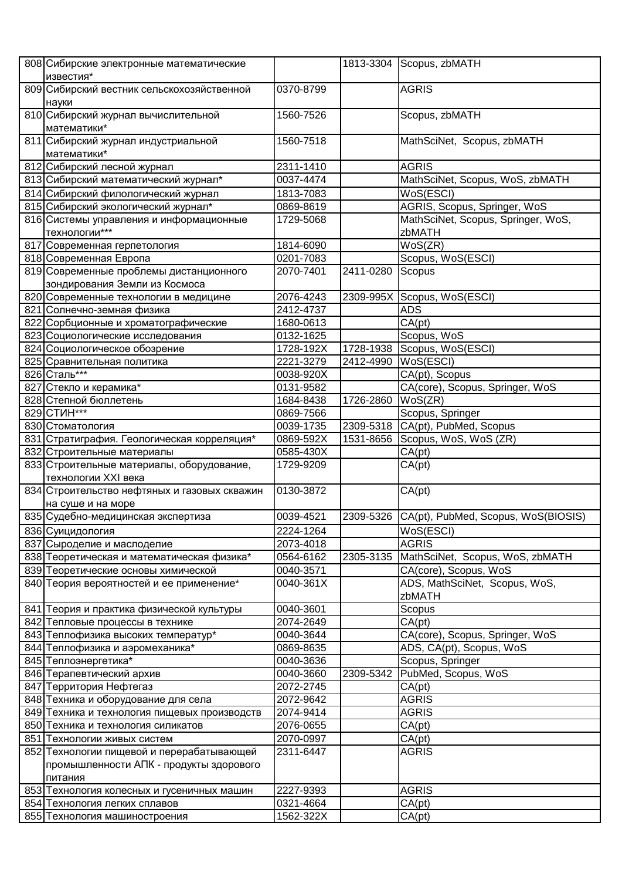| | | | | |
|---|---|---|---|---|
| 808 | Сибирские электронные математические известия* | | 1813-3304 | Scopus, zbMATH |
| 809 | Сибирский вестник сельскохозяйственной науки | 0370-8799 | | AGRIS |
| 810 | Сибирский журнал вычислительной математики* | 1560-7526 | | Scopus, zbMATH |
| 811 | Сибирский журнал индустриальной математики* | 1560-7518 | | MathSciNet, Scopus, zbMATH |
| 812 | Сибирский лесной журнал | 2311-1410 | | AGRIS |
| 813 | Сибирский математический журнал* | 0037-4474 | | MathSciNet, Scopus, WoS, zbMATH |
| 814 | Сибирский филологический журнал | 1813-7083 | | WoS(ESCI) |
| 815 | Сибирский экологический журнал* | 0869-8619 | | AGRIS, Scopus, Springer, WoS |
| 816 | Системы управления и информационные технологии*** | 1729-5068 | | MathSciNet, Scopus, Springer, WoS, zbMATH |
| 817 | Современная герпетология | 1814-6090 | | WoS(ZR) |
| 818 | Современная Европа | 0201-7083 | | Scopus, WoS(ESCI) |
| 819 | Современные проблемы дистанционного зондирования Земли из Космоса | 2070-7401 | 2411-0280 | Scopus |
| 820 | Современные технологии в медицине | 2076-4243 | 2309-995X | Scopus, WoS(ESCI) |
| 821 | Солнечно-земная физика | 2412-4737 | | ADS |
| 822 | Сорбционные и хроматографические | 1680-0613 | | CA(pt) |
| 823 | Социологические исследования | 0132-1625 | | Scopus, WoS |
| 824 | Социологическое обозрение | 1728-192X | 1728-1938 | Scopus, WoS(ESCI) |
| 825 | Сравнительная политика | 2221-3279 | 2412-4990 | WoS(ESCI) |
| 826 | Сталь*** | 0038-920X | | CA(pt), Scopus |
| 827 | Стекло и керамика* | 0131-9582 | | CA(core), Scopus, Springer, WoS |
| 828 | Степной бюллетень | 1684-8438 | 1726-2860 | WoS(ZR) |
| 829 | СТИН*** | 0869-7566 | | Scopus, Springer |
| 830 | Стоматология | 0039-1735 | 2309-5318 | CA(pt), PubMed, Scopus |
| 831 | Стратиграфия. Геологическая корреляция* | 0869-592X | 1531-8656 | Scopus, WoS, WoS (ZR) |
| 832 | Строительные материалы | 0585-430X | | CA(pt) |
| 833 | Строительные материалы, оборудование, технологии XXI века | 1729-9209 | | CA(pt) |
| 834 | Строительство нефтяных и газовых скважин на суше и на море | 0130-3872 | | CA(pt) |
| 835 | Судебно-медицинская экспертиза | 0039-4521 | 2309-5326 | CA(pt), PubMed, Scopus, WoS(BIOSIS) |
| 836 | Суицидология | 2224-1264 | | WoS(ESCI) |
| 837 | Сыроделие и маслоделие | 2073-4018 | | AGRIS |
| 838 | Теоретическая и математическая физика* | 0564-6162 | 2305-3135 | MathSciNet, Scopus, WoS, zbMATH |
| 839 | Теоретические основы химической | 0040-3571 | | CA(core), Scopus, WoS |
| 840 | Теория вероятностей и ее применение* | 0040-361X | | ADS, MathSciNet, Scopus, WoS, zbMATH |
| 841 | Теория и практика физической культуры | 0040-3601 | | Scopus |
| 842 | Тепловые процессы в технике | 2074-2649 | | CA(pt) |
| 843 | Теплофизика высоких температур* | 0040-3644 | | CA(core), Scopus, Springer, WoS |
| 844 | Теплофизика и аэромеханика* | 0869-8635 | | ADS, CA(pt), Scopus, WoS |
| 845 | Теплоэнергетика* | 0040-3636 | | Scopus, Springer |
| 846 | Терапевтический архив | 0040-3660 | 2309-5342 | PubMed, Scopus, WoS |
| 847 | Территория Нефтегаз | 2072-2745 | | CA(pt) |
| 848 | Техника и оборудование для села | 2072-9642 | | AGRIS |
| 849 | Техника и технология пищевых производств | 2074-9414 | | AGRIS |
| 850 | Техника и технология силикатов | 2076-0655 | | CA(pt) |
| 851 | Технологии живых систем | 2070-0997 | | CA(pt) |
| 852 | Технологии пищевой и перерабатывающей промышленности АПК - продукты здорового питания | 2311-6447 | | AGRIS |
| 853 | Технология колесных и гусеничных машин | 2227-9393 | | AGRIS |
| 854 | Технология легких сплавов | 0321-4664 | | CA(pt) |
| 855 | Технология машиностроения | 1562-322X | | CA(pt) |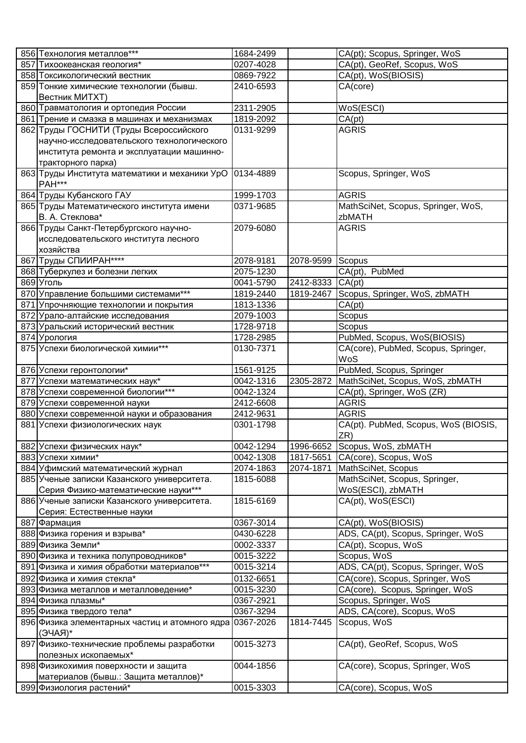| | | | | |
|---|---|---|---|---|
| 856 | Технология металлов*** | 1684-2499 | | CA(pt); Scopus, Springer, WoS |
| 857 | Тихоокеанская геология* | 0207-4028 | | CA(pt), GeoRef, Scopus, WoS |
| 858 | Токсикологический вестник | 0869-7922 | | CA(pt), WoS(BIOSIS) |
| 859 | Тонкие химические технологии (бывш. Вестник МИТХТ) | 2410-6593 | | CA(core) |
| 860 | Травматология и ортопедия России | 2311-2905 | | WoS(ESCI) |
| 861 | Трение и смазка в машинах и механизмах | 1819-2092 | | CA(pt) |
| 862 | Труды ГОСНИТИ (Труды Всероссийского научно-исследовательского технологического института ремонта и эксплуатации машинно-тракторного парка) | 0131-9299 | | AGRIS |
| 863 | Труды Института математики и механики УрО РАН*** | 0134-4889 | | Scopus, Springer, WoS |
| 864 | Труды Кубанского ГАУ | 1999-1703 | | AGRIS |
| 865 | Труды Математического института имени В. А. Стеклова* | 0371-9685 | | MathSciNet, Scopus, Springer, WoS, zbMATH |
| 866 | Труды Санкт-Петербургского научно-исследовательского института лесного хозяйства | 2079-6080 | | AGRIS |
| 867 | Труды СПИИРАН**** | 2078-9181 | 2078-9599 | Scopus |
| 868 | Туберкулез и болезни легких | 2075-1230 | | CA(pt), PubMed |
| 869 | Уголь | 0041-5790 | 2412-8333 | CA(pt) |
| 870 | Управление большими системами*** | 1819-2440 | 1819-2467 | Scopus, Springer, WoS, zbMATH |
| 871 | Упрочняющие технологии и покрытия | 1813-1336 | | CA(pt) |
| 872 | Урало-алтайские исследования | 2079-1003 | | Scopus |
| 873 | Уральский исторический вестник | 1728-9718 | | Scopus |
| 874 | Урология | 1728-2985 | | PubMed, Scopus, WoS(BIOSIS) |
| 875 | Успехи биологической химии*** | 0130-7371 | | CA(core), PubMed, Scopus, Springer, WoS |
| 876 | Успехи геронтологии* | 1561-9125 | | PubMed, Scopus, Springer |
| 877 | Успехи математических наук* | 0042-1316 | 2305-2872 | MathSciNet, Scopus, WoS, zbMATH |
| 878 | Успехи современной биологии*** | 0042-1324 | | CA(pt), Springer, WoS (ZR) |
| 879 | Успехи современной науки | 2412-6608 | | AGRIS |
| 880 | Успехи современной науки и образования | 2412-9631 | | AGRIS |
| 881 | Успехи физиологических наук | 0301-1798 | | CA(pt). PubMed, Scopus, WoS (BIOSIS, ZR) |
| 882 | Успехи физических наук* | 0042-1294 | 1996-6652 | Scopus, WoS, zbMATH |
| 883 | Успехи химии* | 0042-1308 | 1817-5651 | CA(core), Scopus, WoS |
| 884 | Уфимский математический журнал | 2074-1863 | 2074-1871 | MathSciNet, Scopus |
| 885 | Ученые записки Казанского университета. Серия Физико-математические науки*** | 1815-6088 | | MathSciNet, Scopus, Springer, WoS(ESCI), zbMATH |
| 886 | Ученые записки Казанского университета. Серия: Естественные науки | 1815-6169 | | CA(pt), WoS(ESCI) |
| 887 | Фармация | 0367-3014 | | CA(pt), WoS(BIOSIS) |
| 888 | Физика горения и взрыва* | 0430-6228 | | ADS, CA(pt), Scopus, Springer, WoS |
| 889 | Физика Земли* | 0002-3337 | | CA(pt), Scopus, WoS |
| 890 | Физика и техника полупроводников* | 0015-3222 | | Scopus, WoS |
| 891 | Физика и химия обработки материалов*** | 0015-3214 | | ADS, CA(pt), Scopus, Springer, WoS |
| 892 | Физика и химия стекла* | 0132-6651 | | CA(core), Scopus, Springer, WoS |
| 893 | Физика металлов и металловедение* | 0015-3230 | | CA(core), Scopus, Springer, WoS |
| 894 | Физика плазмы* | 0367-2921 | | Scopus, Springer, WoS |
| 895 | Физика твердого тела* | 0367-3294 | | ADS, CA(core), Scopus, WoS |
| 896 | Физика элементарных частиц и атомного ядра (ЭЧАЯ)* | 0367-2026 | 1814-7445 | Scopus, WoS |
| 897 | Физико-технические проблемы разработки полезных ископаемых* | 0015-3273 | | CA(pt), GeoRef, Scopus, WoS |
| 898 | Физикохимия поверхности и защита материалов (бывш.: Защита металлов)* | 0044-1856 | | CA(core), Scopus, Springer, WoS |
| 899 | Физиология растений* | 0015-3303 | | CA(core), Scopus, WoS |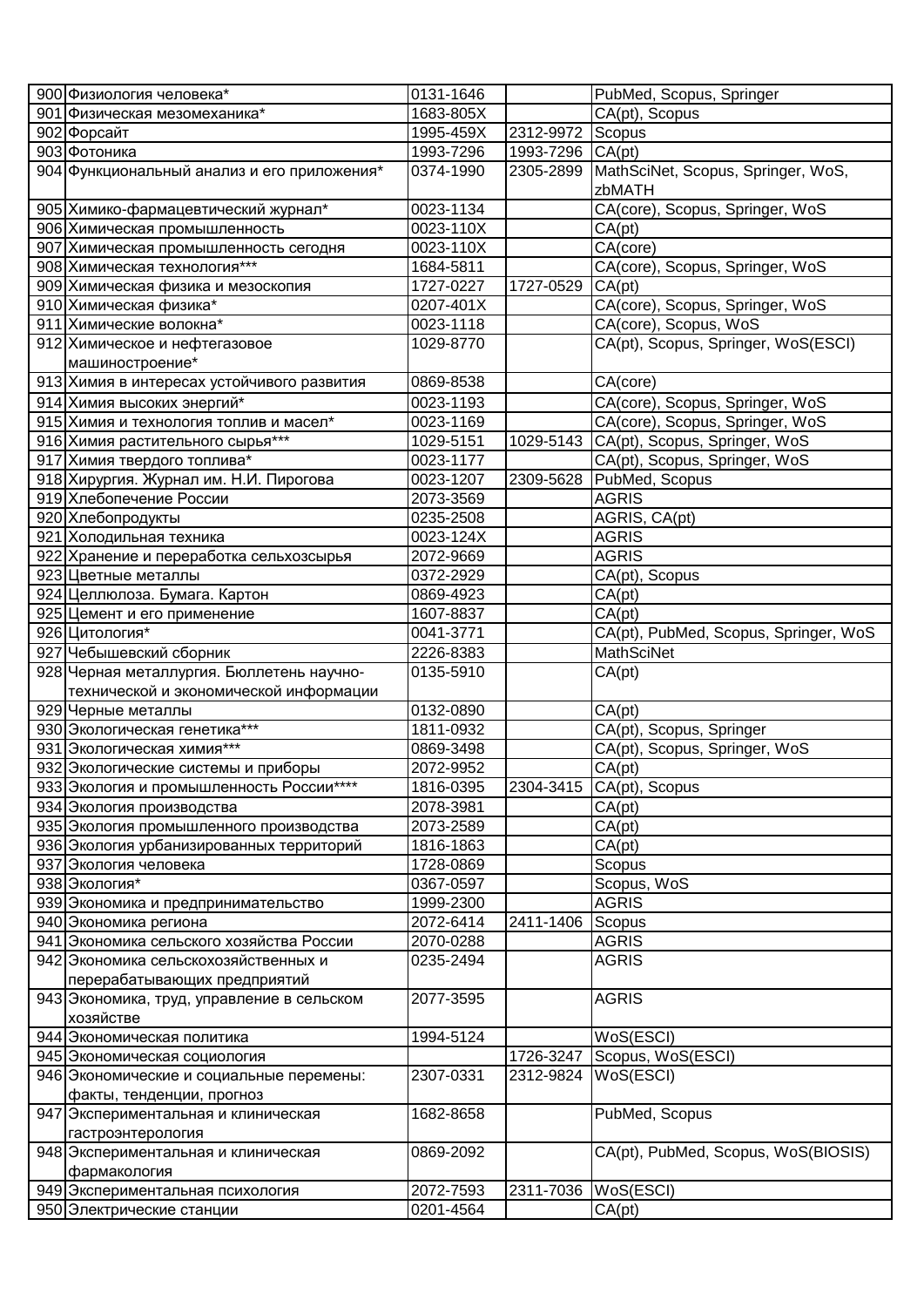| | | | | |
|---|---|---|---|---|
| 900 | Физиология человека* | 0131-1646 | | PubMed, Scopus, Springer |
| 901 | Физическая мезомеханика* | 1683-805X | | CA(pt), Scopus |
| 902 | Форсайт | 1995-459X | 2312-9972 | Scopus |
| 903 | Фотоника | 1993-7296 | 1993-7296 | CA(pt) |
| 904 | Функциональный анализ и его приложения* | 0374-1990 | 2305-2899 | MathSciNet, Scopus, Springer, WoS, zbMATH |
| 905 | Химико-фармацевтический журнал* | 0023-1134 | | CA(core), Scopus, Springer, WoS |
| 906 | Химическая промышленность | 0023-110X | | CA(pt) |
| 907 | Химическая промышленность сегодня | 0023-110X | | CA(core) |
| 908 | Химическая технология*** | 1684-5811 | | CA(core), Scopus, Springer, WoS |
| 909 | Химическая физика и мезоскопия | 1727-0227 | 1727-0529 | CA(pt) |
| 910 | Химическая физика* | 0207-401X | | CA(core), Scopus, Springer, WoS |
| 911 | Химические волокна* | 0023-1118 | | CA(core), Scopus, WoS |
| 912 | Химическое и нефтегазовое машиностроение* | 1029-8770 | | CA(pt), Scopus, Springer, WoS(ESCI) |
| 913 | Химия в интересах устойчивого развития | 0869-8538 | | CA(core) |
| 914 | Химия высоких энергий* | 0023-1193 | | CA(core), Scopus, Springer, WoS |
| 915 | Химия и технология топлив и масел* | 0023-1169 | | CA(core), Scopus, Springer, WoS |
| 916 | Химия растительного сырья*** | 1029-5151 | 1029-5143 | CA(pt), Scopus, Springer, WoS |
| 917 | Химия твердого топлива* | 0023-1177 | | CA(pt), Scopus, Springer, WoS |
| 918 | Хирургия. Журнал им. Н.И. Пирогова | 0023-1207 | 2309-5628 | PubMed, Scopus |
| 919 | Хлебопечение России | 2073-3569 | | AGRIS |
| 920 | Хлебопродукты | 0235-2508 | | AGRIS, CA(pt) |
| 921 | Холодильная техника | 0023-124X | | AGRIS |
| 922 | Хранение и переработка сельхозсырья | 2072-9669 | | AGRIS |
| 923 | Цветные металлы | 0372-2929 | | CA(pt), Scopus |
| 924 | Целлюлоза. Бумага. Картон | 0869-4923 | | CA(pt) |
| 925 | Цемент и его применение | 1607-8837 | | CA(pt) |
| 926 | Цитология* | 0041-3771 | | CA(pt), PubMed, Scopus, Springer, WoS |
| 927 | Чебышевский сборник | 2226-8383 | | MathSciNet |
| 928 | Черная металлургия. Бюллетень научно-технической и экономической информации | 0135-5910 | | CA(pt) |
| 929 | Черные металлы | 0132-0890 | | CA(pt) |
| 930 | Экологическая генетика*** | 1811-0932 | | CA(pt), Scopus, Springer |
| 931 | Экологическая химия*** | 0869-3498 | | CA(pt), Scopus, Springer, WoS |
| 932 | Экологические системы и приборы | 2072-9952 | | CA(pt) |
| 933 | Экология и промышленность России**** | 1816-0395 | 2304-3415 | CA(pt), Scopus |
| 934 | Экология производства | 2078-3981 | | CA(pt) |
| 935 | Экология промышленного производства | 2073-2589 | | CA(pt) |
| 936 | Экология урбанизированных территорий | 1816-1863 | | CA(pt) |
| 937 | Экология человека | 1728-0869 | | Scopus |
| 938 | Экология* | 0367-0597 | | Scopus, WoS |
| 939 | Экономика и предпринимательство | 1999-2300 | | AGRIS |
| 940 | Экономика региона | 2072-6414 | 2411-1406 | Scopus |
| 941 | Экономика сельского хозяйства России | 2070-0288 | | AGRIS |
| 942 | Экономика сельскохозяйственных и перерабатывающих предприятий | 0235-2494 | | AGRIS |
| 943 | Экономика, труд, управление в сельском хозяйстве | 2077-3595 | | AGRIS |
| 944 | Экономическая политика | 1994-5124 | | WoS(ESCI) |
| 945 | Экономическая социология | | 1726-3247 | Scopus, WoS(ESCI) |
| 946 | Экономические и социальные перемены: факты, тенденции, прогноз | 2307-0331 | 2312-9824 | WoS(ESCI) |
| 947 | Экспериментальная и клиническая гастроэнтерология | 1682-8658 | | PubMed, Scopus |
| 948 | Экспериментальная и клиническая фармакология | 0869-2092 | | CA(pt), PubMed, Scopus, WoS(BIOSIS) |
| 949 | Экспериментальная психология | 2072-7593 | 2311-7036 | WoS(ESCI) |
| 950 | Электрические станции | 0201-4564 | | CA(pt) |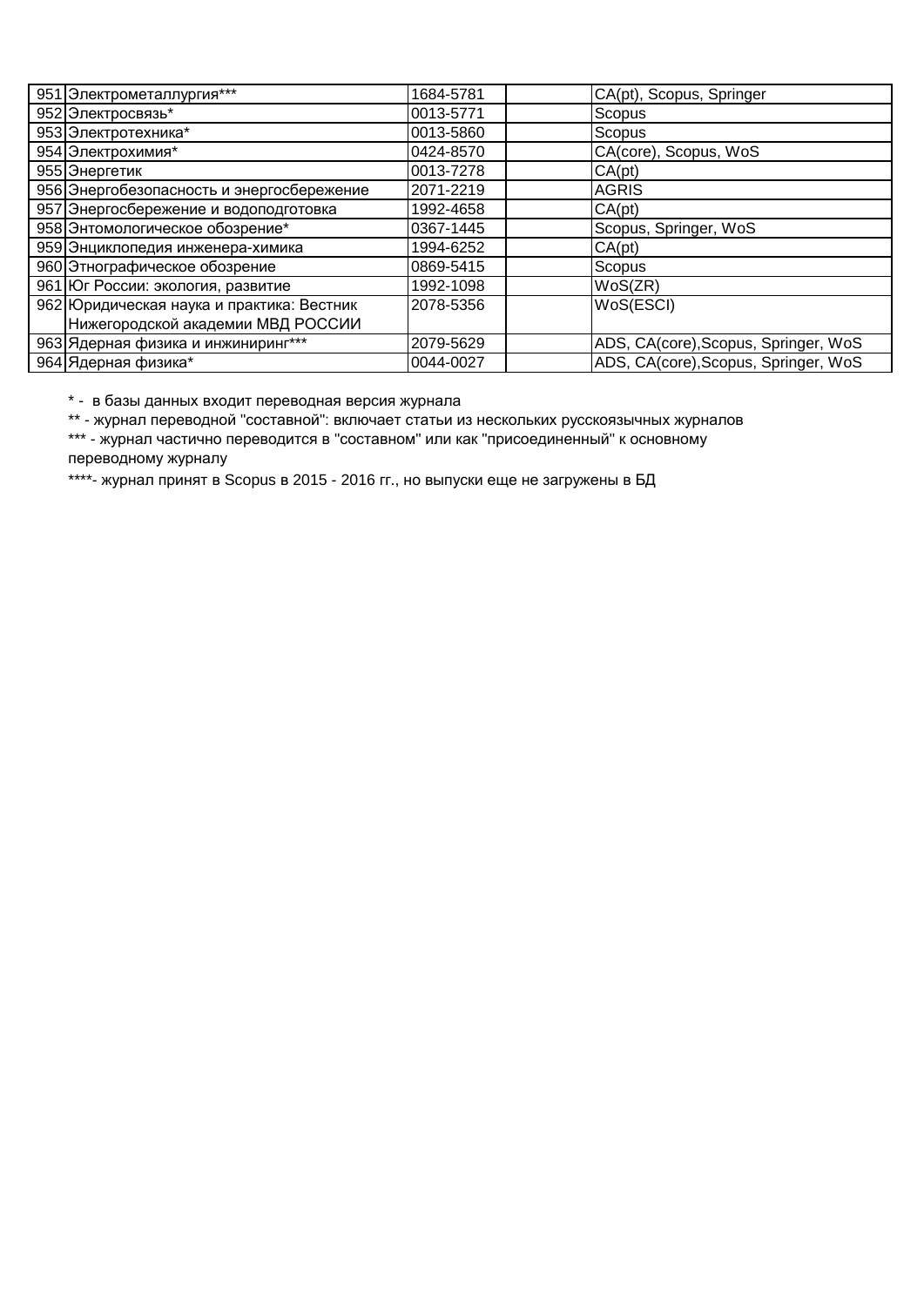| | | | | |
|---|---|---|---|---|
| 951 | Электрометаллургия*** | 1684-5781 | | CA(pt), Scopus, Springer |
| 952 | Электросвязь* | 0013-5771 | | Scopus |
| 953 | Электротехника* | 0013-5860 | | Scopus |
| 954 | Электрохимия* | 0424-8570 | | CA(core), Scopus, WoS |
| 955 | Энергетик | 0013-7278 | | CA(pt) |
| 956 | Энергобезопасность и энергосбережение | 2071-2219 | | AGRIS |
| 957 | Энергосбережение и водоподготовка | 1992-4658 | | CA(pt) |
| 958 | Энтомологическое обозрение* | 0367-1445 | | Scopus, Springer, WoS |
| 959 | Энциклопедия инженера-химика | 1994-6252 | | CA(pt) |
| 960 | Этнографическое обозрение | 0869-5415 | | Scopus |
| 961 | Юг России: экология, развитие | 1992-1098 | | WoS(ZR) |
| 962 | Юридическая наука и практика: Вестник Нижегородской академии МВД РОССИИ | 2078-5356 | | WoS(ESCI) |
| 963 | Ядерная физика и инжиниринг*** | 2079-5629 | | ADS, CA(core),Scopus, Springer, WoS |
| 964 | Ядерная физика* | 0044-0027 | | ADS, CA(core),Scopus, Springer, WoS |

* - в базы данных входит переводная версия журнала

** - журнал переводной "составной": включает статьи из нескольких русскоязычных журналов

*** - журнал частично переводится в "составном" или как "присоединенный" к основному переводному журналу

****- журнал принят в Scopus в 2015 - 2016 гг., но выпуски еще не загружены в БД